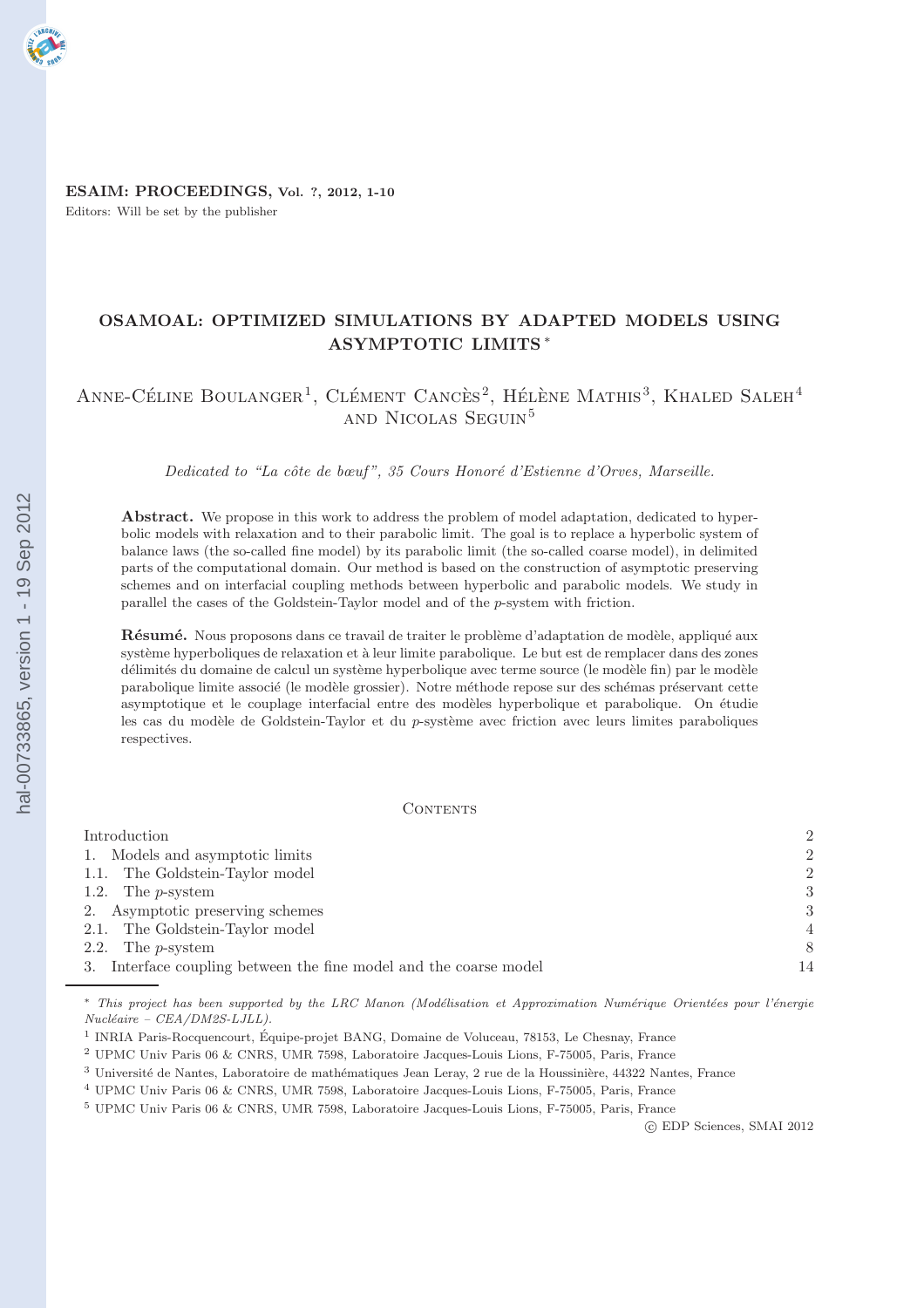# OSAMOAL: OPTIMIZED SIMULATIONS BY ADAPTED MODELS USING ASYMPTOTIC LIMITS *

Anne-Céline Boulanger[1], Clément Cancès[2], Hélène Mathis[3], Khaled Saleh[4] and Nicolas Seguin[5]

*Dedicated to "La côte de bœuf", 35 Cours Honoré d'Estienne d'Orves, Marseille.*

**Abstract.** We propose in this work to address the problem of model adaptation, dedicated to hyperbolic models with relaxation and to their parabolic limit. The goal is to replace a hyperbolic system of balance laws (the so-called fine model) by its parabolic limit (the so-called coarse model), in delimited parts of the computational domain. Our method is based on the construction of asymptotic preserving schemes and on interfacial coupling methods between hyperbolic and parabolic models. We study in parallel the cases of the Goldstein-Taylor model and of the $p$-system with friction.

**Résumé.** Nous proposons dans ce travail de traiter le problème d'adaptation de modèle, appliqué aux système hyperboliques de relaxation et à leur limite parabolique. Le but est de remplacer dans des zones délimités du domaine de calcul un système hyperbolique avec terme source (le modèle fin) par le modèle parabolique limite associé (le modèle grossier). Notre méthode repose sur des schémas préservant cette asymptotique et le couplage interfacial entre des modèles hyperbolique et parabolique. On étudie les cas du modèle de Goldstein-Taylor et du $p$-système avec friction avec leurs limites paraboliques respectives.

Contents

| | |
|---|---|
| Introduction | 2 |
| 1. Models and asymptotic limits | 2 |
| 1.1. The Goldstein-Taylor model | 2 |
| 1.2. The $p$-system | 3 |
| 2. Asymptotic preserving schemes | 3 |
| 2.1. The Goldstein-Taylor model | 4 |
| 2.2. The $p$-system | 8 |
| 3. Interface coupling between the fine model and the coarse model | 14 |

\* *This project has been supported by the LRC Manon (Modélisation et Approximation Numérique Orientées pour l'énergie Nucléaire – CEA/DM2S-LJLL).*

[1] INRIA Paris-Rocquencourt, Équipe-projet BANG, Domaine de Voluceau, 78153, Le Chesnay, France

[2] UPMC Univ Paris 06 & CNRS, UMR 7598, Laboratoire Jacques-Louis Lions, F-75005, Paris, France

[3] Université de Nantes, Laboratoire de mathématiques Jean Leray, 2 rue de la Houssinière, 44322 Nantes, France

[4] UPMC Univ Paris 06 & CNRS, UMR 7598, Laboratoire Jacques-Louis Lions, F-75005, Paris, France

[5] UPMC Univ Paris 06 & CNRS, UMR 7598, Laboratoire Jacques-Louis Lions, F-75005, Paris, France

© EDP Sciences, SMAI 2012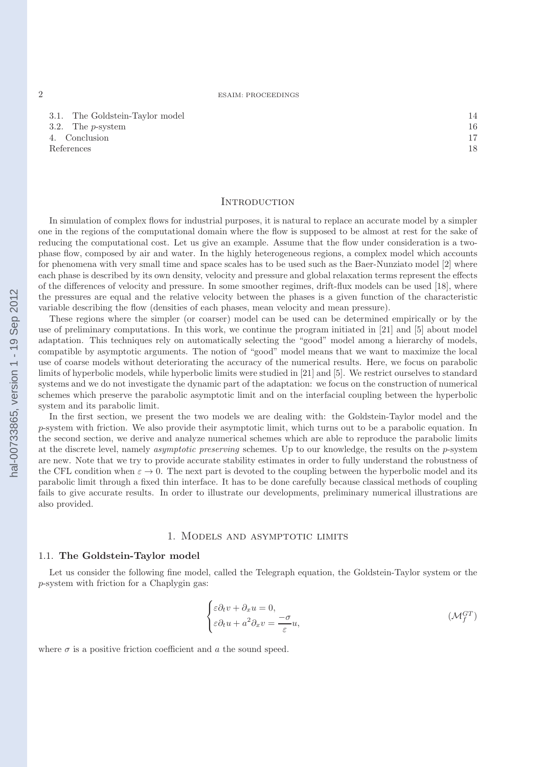| | |
|---|---|
| 3.1. The Goldstein-Taylor model | 14 |
| 3.2. The $p$-system | 16 |
| 4. Conclusion | 17 |
| References | 18 |

## Introduction

In simulation of complex flows for industrial purposes, it is natural to replace an accurate model by a simpler one in the regions of the computational domain where the flow is supposed to be almost at rest for the sake of reducing the computational cost. Let us give an example. Assume that the flow under consideration is a two-phase flow, composed by air and water. In the highly heterogeneous regions, a complex model which accounts for phenomena with very small time and space scales has to be used such as the Baer-Nunziato model [2] where each phase is described by its own density, velocity and pressure and global relaxation terms represent the effects of the differences of velocity and pressure. In some smoother regimes, drift-flux models can be used [18], where the pressures are equal and the relative velocity between the phases is a given function of the characteristic variable describing the flow (densities of each phases, mean velocity and mean pressure).

These regions where the simpler (or coarser) model can be used can be determined empirically or by the use of preliminary computations. In this work, we continue the program initiated in [21] and [5] about model adaptation. This techniques rely on automatically selecting the "good" model among a hierarchy of models, compatible by asymptotic arguments. The notion of "good" model means that we want to maximize the local use of coarse models without deteriorating the accuracy of the numerical results. Here, we focus on parabolic limits of hyperbolic models, while hyperbolic limits were studied in [21] and [5]. We restrict ourselves to standard systems and we do not investigate the dynamic part of the adaptation: we focus on the construction of numerical schemes which preserve the parabolic asymptotic limit and on the interfacial coupling between the hyperbolic system and its parabolic limit.

In the first section, we present the two models we are dealing with: the Goldstein-Taylor model and the $p$-system with friction. We also provide their asymptotic limit, which turns out to be a parabolic equation. In the second section, we derive and analyze numerical schemes which are able to reproduce the parabolic limits at the discrete level, namely *asymptotic preserving* schemes. Up to our knowledge, the results on the $p$-system are new. Note that we try to provide accurate stability estimates in order to fully understand the robustness of the CFL condition when $\varepsilon \to 0$. The next part is devoted to the coupling between the hyperbolic model and its parabolic limit through a fixed thin interface. It has to be done carefully because classical methods of coupling fails to give accurate results. In order to illustrate our developments, preliminary numerical illustrations are also provided.

## 1. Models and asymptotic limits

### 1.1. The Goldstein-Taylor model

Let us consider the following fine model, called the Telegraph equation, the Goldstein-Taylor system or the $p$-system with friction for a Chaplygin gas:

$$\begin{cases} \varepsilon \partial_t v + \partial_x u = 0, \\ \varepsilon \partial_t u + a^2 \partial_x v = \dfrac{-\sigma}{\varepsilon} u, \end{cases} \qquad (\mathcal{M}_f^{GT})$$

where $\sigma$ is a positive friction coefficient and $a$ the sound speed.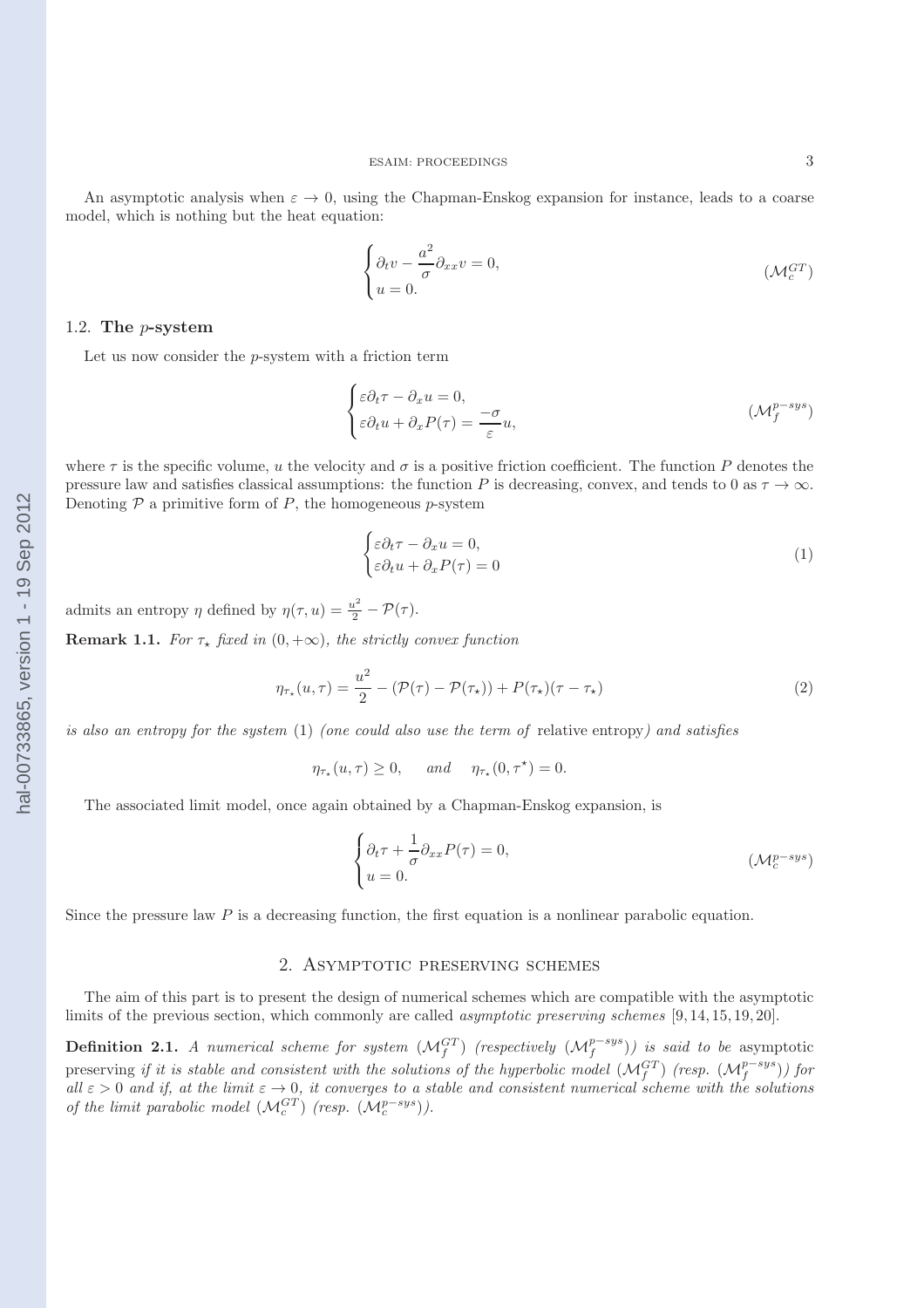An asymptotic analysis when $\varepsilon \to 0$, using the Chapman-Enskog expansion for instance, leads to a coarse model, which is nothing but the heat equation:

$$\begin{cases} \partial_t v - \dfrac{a^2}{\sigma} \partial_{xx} v = 0, \\ u = 0. \end{cases} \tag{$\mathcal{M}_c^{GT}$}$$

### 1.2. The $p$-system

Let us now consider the $p$-system with a friction term

$$\begin{cases} \varepsilon \partial_t \tau - \partial_x u = 0, \\ \varepsilon \partial_t u + \partial_x P(\tau) = \dfrac{-\sigma}{\varepsilon} u, \end{cases} \tag{$\mathcal{M}_f^{p-sys}$}$$

where $\tau$ is the specific volume, $u$ the velocity and $\sigma$ is a positive friction coefficient. The function $P$ denotes the pressure law and satisfies classical assumptions: the function $P$ is decreasing, convex, and tends to 0 as $\tau \to \infty$. Denoting $\mathcal{P}$ a primitive form of $P$, the homogeneous $p$-system

$$\begin{cases} \varepsilon \partial_t \tau - \partial_x u = 0, \\ \varepsilon \partial_t u + \partial_x P(\tau) = 0 \end{cases} \tag{1}$$

admits an entropy $\eta$ defined by $\eta(\tau, u) = \frac{u^2}{2} - \mathcal{P}(\tau)$.

**Remark 1.1.** *For $\tau_\star$ fixed in $(0, +\infty)$, the strictly convex function*

$$\eta_{\tau_\star}(u, \tau) = \frac{u^2}{2} - (\mathcal{P}(\tau) - \mathcal{P}(\tau_\star)) + P(\tau_\star)(\tau - \tau_\star) \tag{2}$$

*is also an entropy for the system* (1) *(one could also use the term of* relative entropy*) and satisfies*

$$\eta_{\tau_\star}(u, \tau) \geq 0, \quad \text{ and } \quad \eta_{\tau_\star}(0, \tau^\star) = 0.$$

The associated limit model, once again obtained by a Chapman-Enskog expansion, is

$$\begin{cases} \partial_t \tau + \dfrac{1}{\sigma} \partial_{xx} P(\tau) = 0, \\ u = 0. \end{cases} \tag{$\mathcal{M}_c^{p-sys}$}$$

Since the pressure law $P$ is a decreasing function, the first equation is a nonlinear parabolic equation.

## 2. Asymptotic preserving schemes

The aim of this part is to present the design of numerical schemes which are compatible with the asymptotic limits of the previous section, which commonly are called *asymptotic preserving schemes* [9, 14, 15, 19, 20].

**Definition 2.1.** *A numerical scheme for system ($\mathcal{M}_f^{GT}$) (respectively ($\mathcal{M}_f^{p-sys}$)) is said to be* asymptotic preserving *if it is stable and consistent with the solutions of the hyperbolic model ($\mathcal{M}_f^{GT}$) (resp. ($\mathcal{M}_f^{p-sys}$)) for all $\varepsilon > 0$ and if, at the limit $\varepsilon \to 0$, it converges to a stable and consistent numerical scheme with the solutions of the limit parabolic model ($\mathcal{M}_c^{GT}$) (resp. ($\mathcal{M}_c^{p-sys}$)).*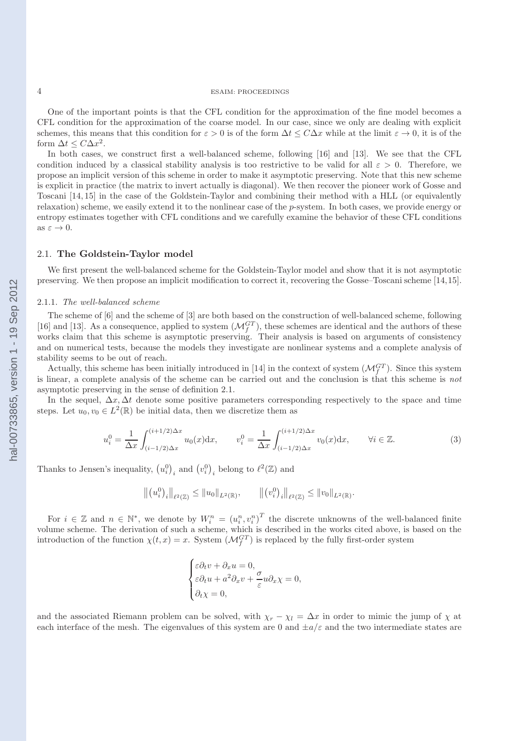One of the important points is that the CFL condition for the approximation of the fine model becomes a CFL condition for the approximation of the coarse model. In our case, since we only are dealing with explicit schemes, this means that this condition for $\varepsilon > 0$ is of the form $\Delta t \leq C\Delta x$ while at the limit $\varepsilon \to 0$, it is of the form $\Delta t \leq C\Delta x^2$.

In both cases, we construct first a well-balanced scheme, following [16] and [13]. We see that the CFL condition induced by a classical stability analysis is too restrictive to be valid for all $\varepsilon > 0$. Therefore, we propose an implicit version of this scheme in order to make it asymptotic preserving. Note that this new scheme is explicit in practice (the matrix to invert actually is diagonal). We then recover the pioneer work of Gosse and Toscani [14, 15] in the case of the Goldstein-Taylor and combining their method with a HLL (or equivalently relaxation) scheme, we easily extend it to the nonlinear case of the $p$-system. In both cases, we provide energy or entropy estimates together with CFL conditions and we carefully examine the behavior of these CFL conditions as $\varepsilon \to 0$.

## 2.1. **The Goldstein-Taylor model**

We first present the well-balanced scheme for the Goldstein-Taylor model and show that it is not asymptotic preserving. We then propose an implicit modification to correct it, recovering the Gosse–Toscani scheme [14,15].

### 2.1.1. *The well-balanced scheme*

The scheme of [6] and the scheme of [3] are both based on the construction of well-balanced scheme, following [16] and [13]. As a consequence, applied to system $(\mathcal{M}_f^{GT})$, these schemes are identical and the authors of these works claim that this scheme is asymptotic preserving. Their analysis is based on arguments of consistency and on numerical tests, because the models they investigate are nonlinear systems and a complete analysis of stability seems to be out of reach.

Actually, this scheme has been initially introduced in [14] in the context of system $(\mathcal{M}_f^{GT})$. Since this system is linear, a complete analysis of the scheme can be carried out and the conclusion is that this scheme is *not* asymptotic preserving in the sense of definition 2.1.

In the sequel, $\Delta x, \Delta t$ denote some positive parameters corresponding respectively to the space and time steps. Let $u_0, v_0 \in L^2(\mathbb{R})$ be initial data, then we discretize them as

$$u_i^0 = \frac{1}{\Delta x}\int_{(i-1/2)\Delta x}^{(i+1/2)\Delta x} u_0(x)\mathrm{d}x, \qquad v_i^0 = \frac{1}{\Delta x}\int_{(i-1/2)\Delta x}^{(i+1/2)\Delta x} v_0(x)\mathrm{d}x, \qquad \forall i \in \mathbb{Z}. \tag{3}$$

Thanks to Jensen's inequality, $\left(u_i^0\right)_i$ and $\left(v_i^0\right)_i$ belong to $\ell^2(\mathbb{Z})$ and

$$\left\|\left(u_i^0\right)_i\right\|_{\ell^2(\mathbb{Z})} \leq \|u_0\|_{L^2(\mathbb{R})}, \qquad \left\|\left(v_i^0\right)_i\right\|_{\ell^2(\mathbb{Z})} \leq \|v_0\|_{L^2(\mathbb{R})}.$$

For $i \in \mathbb{Z}$ and $n \in \mathbb{N}^*$, we denote by $W_i^n = (u_i^n, v_i^n)^T$ the discrete unknowns of the well-balanced finite volume scheme. The derivation of such a scheme, which is described in the works cited above, is based on the introduction of the function $\chi(t,x) = x$. System $(\mathcal{M}_f^{GT})$ is replaced by the fully first-order system

$$\begin{cases} \varepsilon\partial_t v + \partial_x u = 0, \\ \varepsilon\partial_t u + a^2\partial_x v + \dfrac{\sigma}{\varepsilon}u\partial_x\chi = 0, \\ \partial_t\chi = 0, \end{cases}$$

and the associated Riemann problem can be solved, with $\chi_r - \chi_l = \Delta x$ in order to mimic the jump of $\chi$ at each interface of the mesh. The eigenvalues of this system are 0 and $\pm a/\varepsilon$ and the two intermediate states are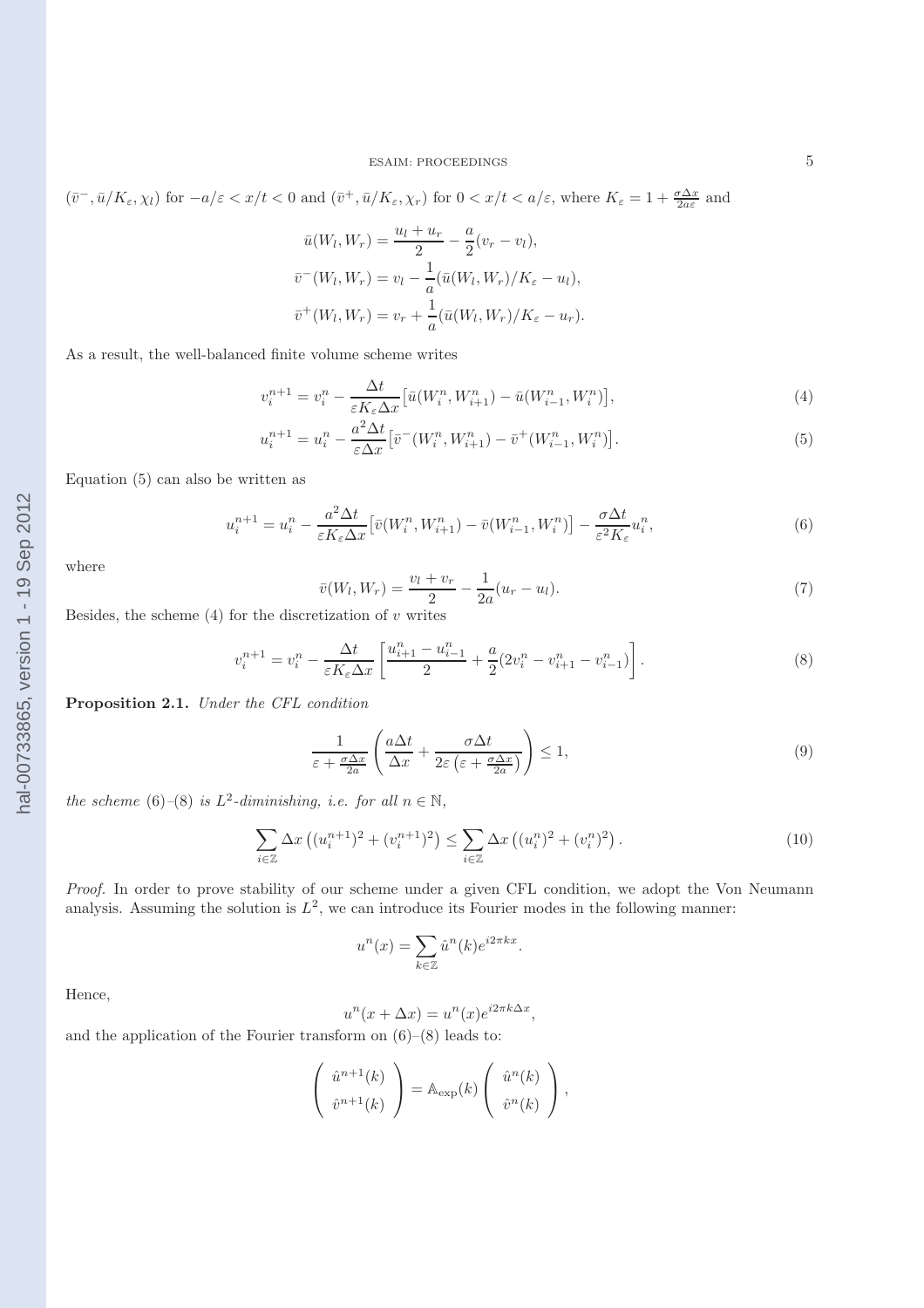$(\bar{v}^-, \bar{u}/K_\varepsilon, \chi_l)$ for $-a/\varepsilon < x/t < 0$ and $(\bar{v}^+, \bar{u}/K_\varepsilon, \chi_r)$ for $0 < x/t < a/\varepsilon$, where $K_\varepsilon = 1 + \frac{\sigma \Delta x}{2a\varepsilon}$ and

$$
\begin{aligned}
\bar{u}(W_l, W_r) &= \frac{u_l + u_r}{2} - \frac{a}{2}(v_r - v_l), \\
\bar{v}^-(W_l, W_r) &= v_l - \frac{1}{a}(\bar{u}(W_l, W_r)/K_\varepsilon - u_l), \\
\bar{v}^+(W_l, W_r) &= v_r + \frac{1}{a}(\bar{u}(W_l, W_r)/K_\varepsilon - u_r).
\end{aligned}
$$

As a result, the well-balanced finite volume scheme writes

$$
v_i^{n+1} = v_i^n - \frac{\Delta t}{\varepsilon K_\varepsilon \Delta x}\big[\bar{u}(W_i^n, W_{i+1}^n) - \bar{u}(W_{i-1}^n, W_i^n)\big], \tag{4}
$$

$$
u_i^{n+1} = u_i^n - \frac{a^2 \Delta t}{\varepsilon \Delta x}\big[\bar{v}^-(W_i^n, W_{i+1}^n) - \bar{v}^+(W_{i-1}^n, W_i^n)\big]. \tag{5}
$$

Equation (5) can also be written as

$$
u_i^{n+1} = u_i^n - \frac{a^2 \Delta t}{\varepsilon K_\varepsilon \Delta x}\big[\bar{v}(W_i^n, W_{i+1}^n) - \bar{v}(W_{i-1}^n, W_i^n)\big] - \frac{\sigma \Delta t}{\varepsilon^2 K_\varepsilon} u_i^n, \tag{6}
$$

where

$$
\bar{v}(W_l, W_r) = \frac{v_l + v_r}{2} - \frac{1}{2a}(u_r - u_l). \tag{7}
$$

Besides, the scheme (4) for the discretization of $v$ writes

$$
v_i^{n+1} = v_i^n - \frac{\Delta t}{\varepsilon K_\varepsilon \Delta x}\left[\frac{u_{i+1}^n - u_{i-1}^n}{2} + \frac{a}{2}(2v_i^n - v_{i+1}^n - v_{i-1}^n)\right]. \tag{8}
$$

**Proposition 2.1.** *Under the CFL condition*

$$
\frac{1}{\varepsilon + \frac{\sigma \Delta x}{2a}}\left(\frac{a\Delta t}{\Delta x} + \frac{\sigma \Delta t}{2\varepsilon\left(\varepsilon + \frac{\sigma \Delta x}{2a}\right)}\right) \le 1, \tag{9}
$$

*the scheme* (6)–(8) *is $L^2$-diminishing, i.e. for all $n \in \mathbb{N}$,*

$$
\sum_{i\in\mathbb{Z}} \Delta x \left((u_i^{n+1})^2 + (v_i^{n+1})^2\right) \le \sum_{i\in\mathbb{Z}} \Delta x \left((u_i^n)^2 + (v_i^n)^2\right). \tag{10}
$$

*Proof.* In order to prove stability of our scheme under a given CFL condition, we adopt the Von Neumann analysis. Assuming the solution is $L^2$, we can introduce its Fourier modes in the following manner:

$$
u^n(x) = \sum_{k\in\mathbb{Z}} \hat{u}^n(k) e^{i2\pi k x}.
$$

Hence,

$$
u^n(x + \Delta x) = u^n(x) e^{i2\pi k \Delta x},
$$

and the application of the Fourier transform on (6)–(8) leads to:

$$
\begin{pmatrix} \hat{u}^{n+1}(k) \\ \hat{v}^{n+1}(k) \end{pmatrix} = \mathbb{A}_{\exp}(k) \begin{pmatrix} \hat{u}^n(k) \\ \hat{v}^n(k) \end{pmatrix},
$$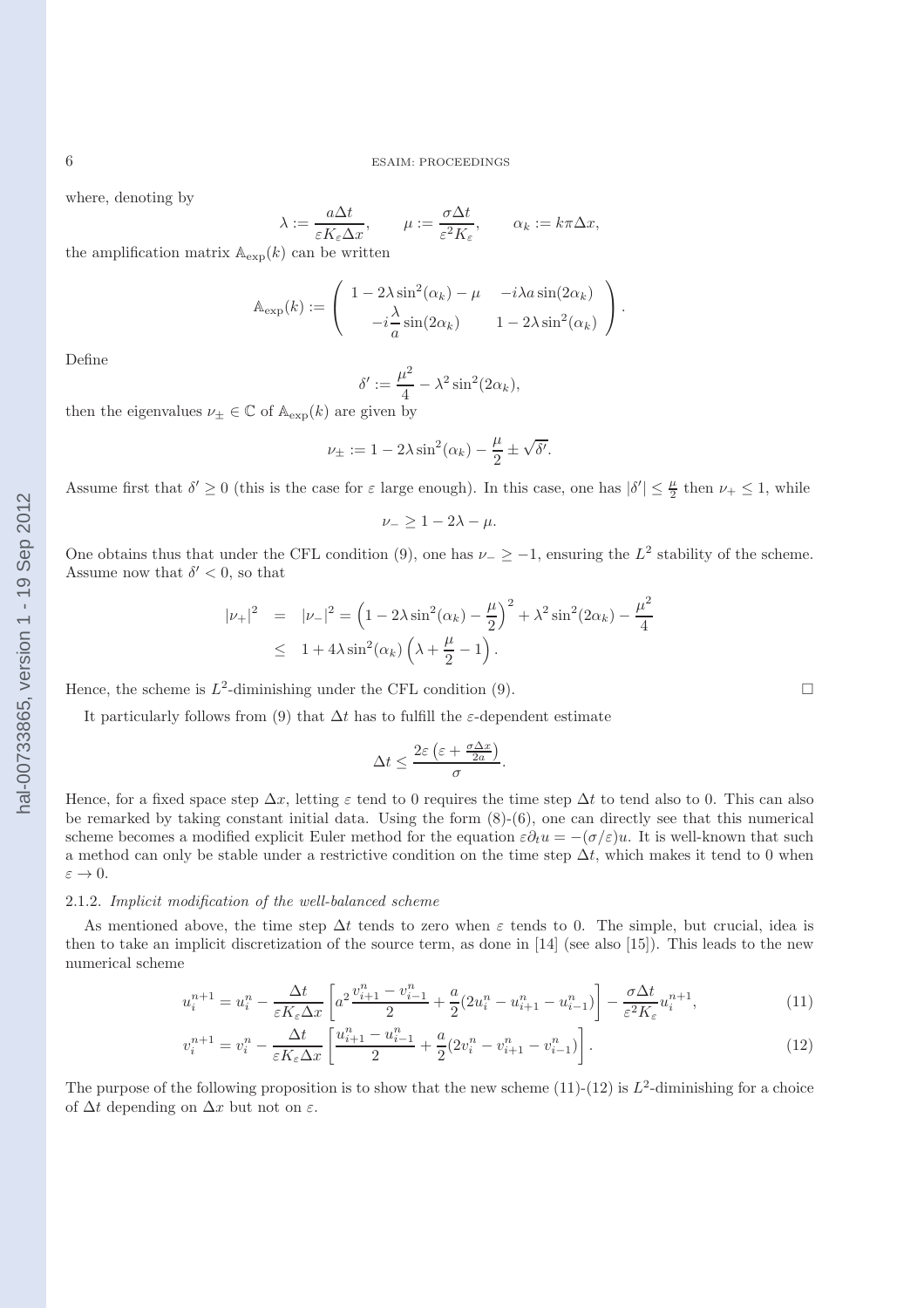where, denoting by

$$\lambda := \frac{a\Delta t}{\varepsilon K_\varepsilon \Delta x}, \qquad \mu := \frac{\sigma \Delta t}{\varepsilon^2 K_\varepsilon}, \qquad \alpha_k := k\pi\Delta x,$$

the amplification matrix $\mathbb{A}_{\exp}(k)$ can be written

$$\mathbb{A}_{\exp}(k) := \begin{pmatrix} 1 - 2\lambda\sin^2(\alpha_k) - \mu & -i\lambda a \sin(2\alpha_k) \\ -i\dfrac{\lambda}{a}\sin(2\alpha_k) & 1 - 2\lambda \sin^2(\alpha_k) \end{pmatrix}.$$

Define

$$\delta' := \frac{\mu^2}{4} - \lambda^2 \sin^2(2\alpha_k),$$

then the eigenvalues $\nu_\pm \in \mathbb{C}$ of $\mathbb{A}_{\exp}(k)$ are given by

$$\nu_\pm := 1 - 2\lambda\sin^2(\alpha_k) - \frac{\mu}{2} \pm \sqrt{\delta'}.$$

Assume first that $\delta' \geq 0$ (this is the case for $\varepsilon$ large enough). In this case, one has $|\delta'| \leq \frac{\mu}{2}$ then $\nu_+ \leq 1$, while

$$\nu_- \geq 1 - 2\lambda - \mu.$$

One obtains thus that under the CFL condition (9), one has $\nu_- \geq -1$, ensuring the $L^2$ stability of the scheme. Assume now that $\delta' < 0$, so that

$$\begin{aligned} |\nu_+|^2 &= |\nu_-|^2 = \left(1 - 2\lambda\sin^2(\alpha_k) - \frac{\mu}{2}\right)^2 + \lambda^2\sin^2(2\alpha_k) - \frac{\mu^2}{4} \\ &\leq 1 + 4\lambda\sin^2(\alpha_k)\left(\lambda + \frac{\mu}{2} - 1\right). \end{aligned}$$

Hence, the scheme is $L^2$-diminishing under the CFL condition (9). □

It particularly follows from (9) that $\Delta t$ has to fulfill the $\varepsilon$-dependent estimate

$$\Delta t \leq \frac{2\varepsilon\left(\varepsilon + \frac{\sigma\Delta x}{2a}\right)}{\sigma}.$$

Hence, for a fixed space step $\Delta x$, letting $\varepsilon$ tend to 0 requires the time step $\Delta t$ to tend also to 0. This can also be remarked by taking constant initial data. Using the form (8)-(6), one can directly see that this numerical scheme becomes a modified explicit Euler method for the equation $\varepsilon\partial_t u = -(\sigma/\varepsilon)u$. It is well-known that such a method can only be stable under a restrictive condition on the time step $\Delta t$, which makes it tend to 0 when $\varepsilon \to 0$.

#### 2.1.2. *Implicit modification of the well-balanced scheme*

As mentioned above, the time step $\Delta t$ tends to zero when $\varepsilon$ tends to 0. The simple, but crucial, idea is then to take an implicit discretization of the source term, as done in [14] (see also [15]). This leads to the new numerical scheme

$$u_i^{n+1} = u_i^n - \frac{\Delta t}{\varepsilon K_\varepsilon \Delta x}\left[a^2\frac{v_{i+1}^n - v_{i-1}^n}{2} + \frac{a}{2}(2u_i^n - u_{i+1}^n - u_{i-1}^n)\right] - \frac{\sigma\Delta t}{\varepsilon^2 K_\varepsilon}u_i^{n+1}, \tag{11}$$

$$v_i^{n+1} = v_i^n - \frac{\Delta t}{\varepsilon K_\varepsilon \Delta x}\left[\frac{u_{i+1}^n - u_{i-1}^n}{2} + \frac{a}{2}(2v_i^n - v_{i+1}^n - v_{i-1}^n)\right]. \tag{12}$$

The purpose of the following proposition is to show that the new scheme (11)-(12) is $L^2$-diminishing for a choice of $\Delta t$ depending on $\Delta x$ but not on $\varepsilon$.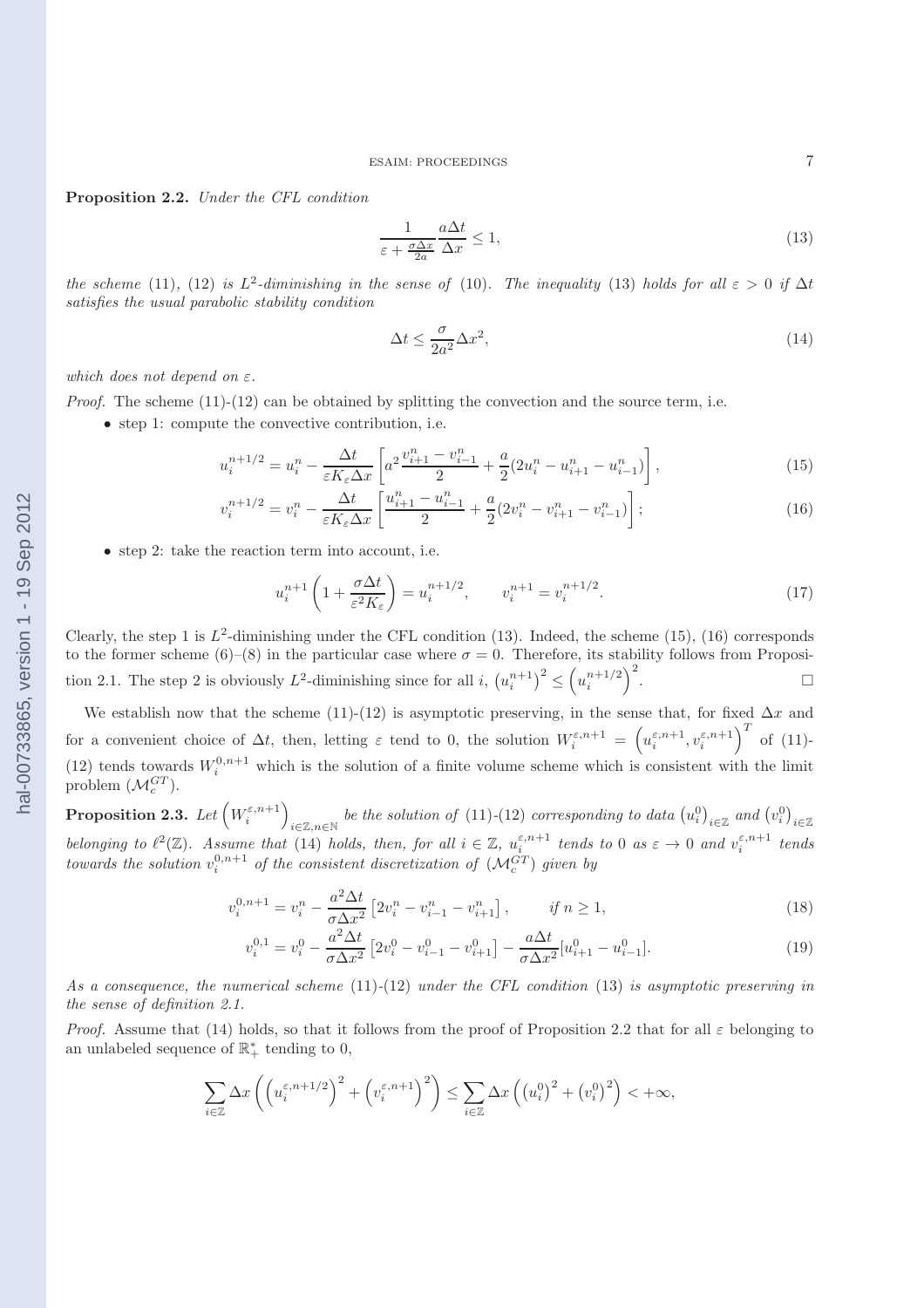**Proposition 2.2.** *Under the CFL condition*

$$\frac{1}{\varepsilon + \frac{\sigma \Delta x}{2a}} \frac{a \Delta t}{\Delta x} \leq 1, \tag{13}$$

*the scheme* (11), (12) *is $L^2$-diminishing in the sense of* (10). *The inequality* (13) *holds for all $\varepsilon > 0$ if $\Delta t$ satisfies the usual parabolic stability condition*

$$\Delta t \leq \frac{\sigma}{2a^2} \Delta x^2, \tag{14}$$

*which does not depend on $\varepsilon$.*

*Proof.* The scheme (11)-(12) can be obtained by splitting the convection and the source term, i.e.

- step 1: compute the convective contribution, i.e.

$$u_i^{n+1/2} = u_i^n - \frac{\Delta t}{\varepsilon K_\varepsilon \Delta x} \left[ a^2 \frac{v_{i+1}^n - v_{i-1}^n}{2} + \frac{a}{2}(2u_i^n - u_{i+1}^n - u_{i-1}^n) \right], \tag{15}$$

$$v_i^{n+1/2} = v_i^n - \frac{\Delta t}{\varepsilon K_\varepsilon \Delta x} \left[ \frac{u_{i+1}^n - u_{i-1}^n}{2} + \frac{a}{2}(2v_i^n - v_{i+1}^n - v_{i-1}^n) \right]; \tag{16}$$

- step 2: take the reaction term into account, i.e.

$$u_i^{n+1} \left( 1 + \frac{\sigma \Delta t}{\varepsilon^2 K_\varepsilon} \right) = u_i^{n+1/2}, \qquad v_i^{n+1} = v_i^{n+1/2}. \tag{17}$$

Clearly, the step 1 is $L^2$-diminishing under the CFL condition (13). Indeed, the scheme (15), (16) corresponds to the former scheme (6)–(8) in the particular case where $\sigma = 0$. Therefore, its stability follows from Proposition 2.1. The step 2 is obviously $L^2$-diminishing since for all $i$, $\left(u_i^{n+1}\right)^2 \leq \left(u_i^{n+1/2}\right)^2$. □

We establish now that the scheme (11)-(12) is asymptotic preserving, in the sense that, for fixed $\Delta x$ and for a convenient choice of $\Delta t$, then, letting $\varepsilon$ tend to 0, the solution $W_i^{\varepsilon,n+1} = \left(u_i^{\varepsilon,n+1}, v_i^{\varepsilon,n+1}\right)^T$ of (11)-(12) tends towards $W_i^{0,n+1}$ which is the solution of a finite volume scheme which is consistent with the limit problem $(\mathcal{M}_c^{GT})$.

**Proposition 2.3.** *Let $\left(W_i^{\varepsilon,n+1}\right)_{i \in \mathbb{Z}, n \in \mathbb{N}}$ be the solution of* (11)-(12) *corresponding to data $\left(u_i^0\right)_{i\in\mathbb{Z}}$ and $\left(v_i^0\right)_{i\in\mathbb{Z}}$ belonging to $\ell^2(\mathbb{Z})$. Assume that* (14) *holds, then, for all $i \in \mathbb{Z}$, $u_i^{\varepsilon,n+1}$ tends to 0 as $\varepsilon \to 0$ and $v_i^{\varepsilon,n+1}$ tends towards the solution $v_i^{0,n+1}$ of the consistent discretization of $(\mathcal{M}_c^{GT})$ given by*

$$v_i^{0,n+1} = v_i^n - \frac{a^2 \Delta t}{\sigma \Delta x^2} \left[ 2v_i^n - v_{i-1}^n - v_{i+1}^n \right], \qquad \text{if } n \geq 1, \tag{18}$$

$$v_i^{0,1} = v_i^0 - \frac{a^2 \Delta t}{\sigma \Delta x^2} \left[ 2v_i^0 - v_{i-1}^0 - v_{i+1}^0 \right] - \frac{a \Delta t}{\sigma \Delta x^2} [u_{i+1}^0 - u_{i-1}^0]. \tag{19}$$

*As a consequence, the numerical scheme* (11)-(12) *under the CFL condition* (13) *is asymptotic preserving in the sense of definition 2.1.*

*Proof.* Assume that (14) holds, so that it follows from the proof of Proposition 2.2 that for all $\varepsilon$ belonging to an unlabeled sequence of $\mathbb{R}_+^*$ tending to 0,

$$\sum_{i \in \mathbb{Z}} \Delta x \left( \left(u_i^{\varepsilon,n+1/2}\right)^2 + \left(v_i^{\varepsilon,n+1}\right)^2 \right) \leq \sum_{i \in \mathbb{Z}} \Delta x \left( \left(u_i^0\right)^2 + \left(v_i^0\right)^2 \right) < +\infty,$$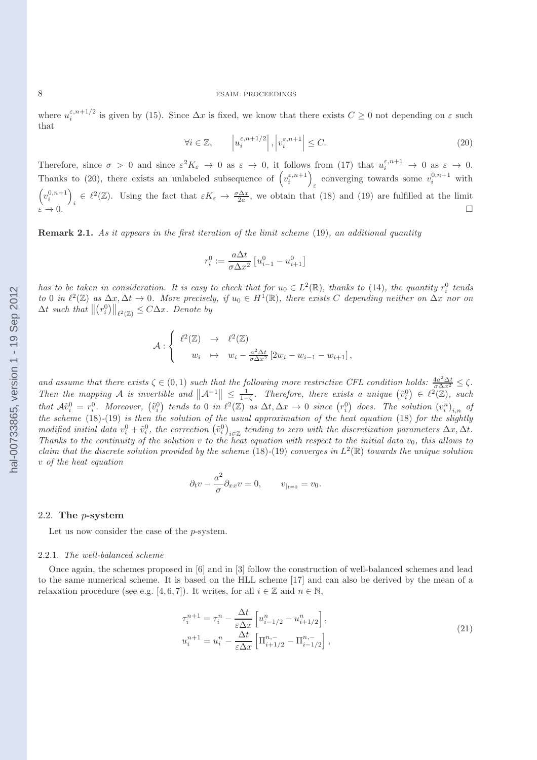where $u_i^{\varepsilon,n+1/2}$ is given by (15). Since $\Delta x$ is fixed, we know that there exists $C \geq 0$ not depending on $\varepsilon$ such that

$$\forall i \in \mathbb{Z}, \qquad \left|u_i^{\varepsilon,n+1/2}\right|, \left|v_i^{\varepsilon,n+1}\right| \leq C. \tag{20}$$

Therefore, since $\sigma > 0$ and since $\varepsilon^2 K_\varepsilon \to 0$ as $\varepsilon \to 0$, it follows from (17) that $u_i^{\varepsilon,n+1} \to 0$ as $\varepsilon \to 0$. Thanks to (20), there exists an unlabeled subsequence of $\left(v_i^{\varepsilon,n+1}\right)_\varepsilon$ converging towards some $v_i^{0,n+1}$ with $\left(v_i^{0,n+1}\right)_i \in \ell^2(\mathbb{Z})$. Using the fact that $\varepsilon K_\varepsilon \to \frac{\sigma \Delta x}{2a}$, we obtain that (18) and (19) are fulfilled at the limit $\varepsilon \to 0$. $\square$

**Remark 2.1.** *As it appears in the first iteration of the limit scheme* (19)*, an additional quantity*

$$r_i^0 := \frac{a\Delta t}{\sigma \Delta x^2}\left[u_{i-1}^0 - u_{i+1}^0\right]$$

*has to be taken in consideration. It is easy to check that for $u_0 \in L^2(\mathbb{R})$, thanks to* (14)*, the quantity $r_i^0$ tends to 0 in $\ell^2(\mathbb{Z})$ as $\Delta x, \Delta t \to 0$. More precisely, if $u_0 \in H^1(\mathbb{R})$, there exists $C$ depending neither on $\Delta x$ nor on $\Delta t$ such that $\left\|\left(r_i^0\right)\right\|_{\ell^2(\mathbb{Z})} \leq C\Delta x$. Denote by*

$$\mathcal{A} : \left\{ \begin{array}{ccl} \ell^2(\mathbb{Z}) & \to & \ell^2(\mathbb{Z}) \\ w_i & \mapsto & w_i - \frac{a^2 \Delta t}{\sigma \Delta x^2}\left[2w_i - w_{i-1} - w_{i+1}\right], \end{array} \right.$$

*and assume that there exists $\zeta \in (0,1)$ such that the following more restrictive CFL condition holds: $\frac{4a^2\Delta t}{\sigma \Delta x^2} \leq \zeta$. Then the mapping $\mathcal{A}$ is invertible and $\left\|\mathcal{A}^{-1}\right\| \leq \frac{1}{1-\zeta}$. Therefore, there exists a unique $\left(\tilde{v}_i^0\right) \in \ell^2(\mathbb{Z})$, such that $\mathcal{A}\tilde{v}_i^0 = r_i^0$. Moreover, $\left(\tilde{v}_i^0\right)$ tends to 0 in $\ell^2(\mathbb{Z})$ as $\Delta t, \Delta x \to 0$ since $\left(r_i^0\right)$ does. The solution $\left(v_i^n\right)_{i,n}$ of the scheme* (18)-(19) *is then the solution of the usual approximation of the heat equation* (18) *for the slightly modified initial data $v_i^0 + \tilde{v}_i^0$, the correction $\left(\tilde{v}_i^0\right)_{i\in\mathbb{Z}}$ tending to zero with the discretization parameters $\Delta x, \Delta t$. Thanks to the continuity of the solution $v$ to the heat equation with respect to the initial data $v_0$, this allows to claim that the discrete solution provided by the scheme* (18)-(19) *converges in $L^2(\mathbb{R})$ towards the unique solution $v$ of the heat equation*

$$\partial_t v - \frac{a^2}{\sigma}\partial_{xx} v = 0, \qquad v_{|_{t=0}} = v_0.$$

### 2.2. The $p$-system

Let us now consider the case of the $p$-system.

#### 2.2.1. *The well-balanced scheme*

Once again, the schemes proposed in [6] and in [3] follow the construction of well-balanced schemes and lead to the same numerical scheme. It is based on the HLL scheme [17] and can also be derived by the mean of a relaxation procedure (see e.g. [4, 6, 7]). It writes, for all $i \in \mathbb{Z}$ and $n \in \mathbb{N}$,

$$\begin{aligned} \tau_i^{n+1} &= \tau_i^n - \frac{\Delta t}{\varepsilon \Delta x}\left[u_{i-1/2}^n - u_{i+1/2}^n\right], \\ u_i^{n+1} &= u_i^n - \frac{\Delta t}{\varepsilon \Delta x}\left[\Pi_{i+1/2}^{n,-} - \Pi_{i-1/2}^{n,-}\right], \end{aligned} \tag{21}$$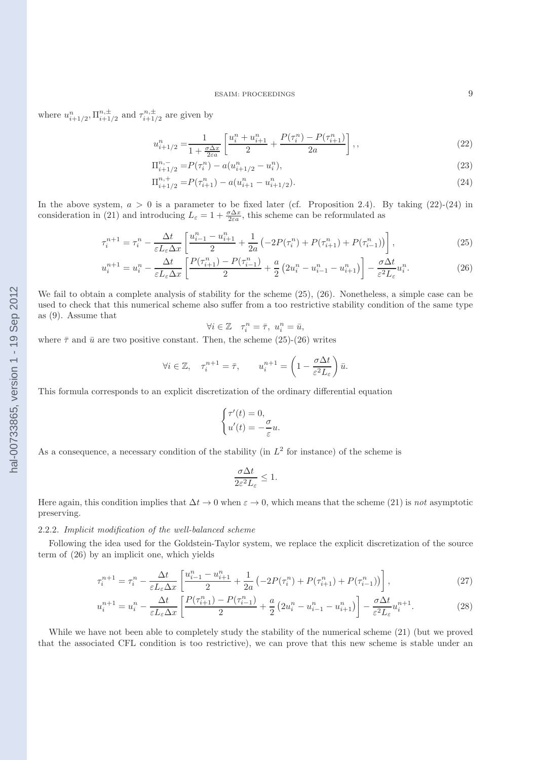where $u^n_{i+1/2}$, $\Pi^{n,\pm}_{i+1/2}$ and $\tau^{n,\pm}_{i+1/2}$ are given by

$$u^n_{i+1/2} = \frac{1}{1+\frac{\sigma\Delta x}{2\varepsilon a}}\left[\frac{u^n_i + u^n_{i+1}}{2} + \frac{P(\tau^n_i) - P(\tau^n_{i+1})}{2a}\right],, \tag{22}$$

$$\Pi^{n,-}_{i+1/2} = P(\tau^n_i) - a(u^n_{i+1/2} - u^n_i), \tag{23}$$

$$\Pi^{n,+}_{i+1/2} = P(\tau^n_{i+1}) - a(u^n_{i+1} - u^n_{i+1/2}). \tag{24}$$

In the above system, $a > 0$ is a parameter to be fixed later (cf. Proposition 2.4). By taking (22)-(24) in consideration in (21) and introducing $L_\varepsilon = 1 + \frac{\sigma\Delta x}{2\varepsilon a}$, this scheme can be reformulated as

$$\tau^{n+1}_i = \tau^n_i - \frac{\Delta t}{\varepsilon L_\varepsilon \Delta x}\left[\frac{u^n_{i-1} - u^n_{i+1}}{2} + \frac{1}{2a}\left(-2P(\tau^n_i) + P(\tau^n_{i+1}) + P(\tau^n_{i-1})\right)\right], \tag{25}$$

$$u^{n+1}_i = u^n_i - \frac{\Delta t}{\varepsilon L_\varepsilon \Delta x}\left[\frac{P(\tau^n_{i+1}) - P(\tau^n_{i-1})}{2} + \frac{a}{2}\left(2u^n_i - u^n_{i-1} - u^n_{i+1}\right)\right] - \frac{\sigma\Delta t}{\varepsilon^2 L_\varepsilon}u^n_i. \tag{26}$$

We fail to obtain a complete analysis of stability for the scheme (25), (26). Nonetheless, a simple case can be used to check that this numerical scheme also suffer from a too restrictive stability condition of the same type as (9). Assume that

$$\forall i \in \mathbb{Z} \quad \tau^n_i = \bar{\tau},\ u^n_i = \bar{u},$$

where $\bar{\tau}$ and $\bar{u}$ are two positive constant. Then, the scheme (25)-(26) writes

$$\forall i \in \mathbb{Z}, \quad \tau^{n+1}_i = \bar{\tau}, \qquad u^{n+1}_i = \left(1 - \frac{\sigma\Delta t}{\varepsilon^2 L_\varepsilon}\right)\bar{u}.$$

This formula corresponds to an explicit discretization of the ordinary differential equation

$$\begin{cases} \tau'(t) = 0, \\ u'(t) = -\dfrac{\sigma}{\varepsilon}u. \end{cases}$$

As a consequence, a necessary condition of the stability (in $L^2$ for instance) of the scheme is

$$\frac{\sigma\Delta t}{2\varepsilon^2 L_\varepsilon} \leq 1.$$

Here again, this condition implies that $\Delta t \to 0$ when $\varepsilon \to 0$, which means that the scheme (21) is *not* asymptotic preserving.

#### 2.2.2. *Implicit modification of the well-balanced scheme*

Following the idea used for the Goldstein-Taylor system, we replace the explicit discretization of the source term of (26) by an implicit one, which yields

$$\tau^{n+1}_i = \tau^n_i - \frac{\Delta t}{\varepsilon L_\varepsilon \Delta x}\left[\frac{u^n_{i-1} - u^n_{i+1}}{2} + \frac{1}{2a}\left(-2P(\tau^n_i) + P(\tau^n_{i+1}) + P(\tau^n_{i-1})\right)\right], \tag{27}$$

$$u^{n+1}_i = u^n_i - \frac{\Delta t}{\varepsilon L_\varepsilon \Delta x}\left[\frac{P(\tau^n_{i+1}) - P(\tau^n_{i-1})}{2} + \frac{a}{2}\left(2u^n_i - u^n_{i-1} - u^n_{i+1}\right)\right] - \frac{\sigma\Delta t}{\varepsilon^2 L_\varepsilon}u^{n+1}_i. \tag{28}$$

While we have not been able to completely study the stability of the numerical scheme (21) (but we proved that the associated CFL condition is too restrictive), we can prove that this new scheme is stable under an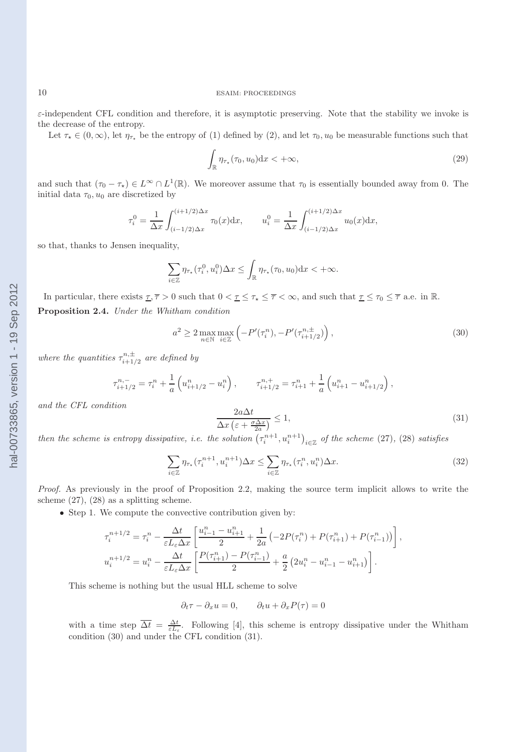$\varepsilon$-independent CFL condition and therefore, it is asymptotic preserving. Note that the stability we invoke is the decrease of the entropy.

Let $\tau_\star \in (0,\infty)$, let $\eta_{\tau_\star}$ be the entropy of (1) defined by (2), and let $\tau_0, u_0$ be measurable functions such that

$$\int_{\mathbb{R}} \eta_{\tau_\star}(\tau_0, u_0)\mathrm{d}x < +\infty, \tag{29}$$

and such that $(\tau_0 - \tau_\star) \in L^\infty \cap L^1(\mathbb{R})$. We moreover assume that $\tau_0$ is essentially bounded away from 0. The initial data $\tau_0, u_0$ are discretized by

$$\tau_i^0 = \frac{1}{\Delta x}\int_{(i-1/2)\Delta x}^{(i+1/2)\Delta x} \tau_0(x)\mathrm{d}x, \qquad u_i^0 = \frac{1}{\Delta x}\int_{(i-1/2)\Delta x}^{(i+1/2)\Delta x} u_0(x)\mathrm{d}x,$$

so that, thanks to Jensen inequality,

$$\sum_{i\in\mathbb{Z}} \eta_{\tau_\star}(\tau_i^0, u_i^0)\Delta x \leq \int_{\mathbb{R}} \eta_{\tau_\star}(\tau_0, u_0)\mathrm{d}x < +\infty.$$

In particular, there exists $\underline{\tau}, \overline{\tau} > 0$ such that $0 < \underline{\tau} \leq \tau_\star \leq \overline{\tau} < \infty$, and such that $\underline{\tau} \leq \tau_0 \leq \overline{\tau}$ a.e. in $\mathbb{R}$.

**Proposition 2.4.** *Under the Whitham condition*

$$a^2 \geq 2\max_{n\in\mathbb{N}}\max_{i\in\mathbb{Z}}\left(-P'(\tau_i^n), -P'(\tau_{i+1/2}^{n,\pm})\right), \tag{30}$$

*where the quantities $\tau_{i+1/2}^{n,\pm}$ are defined by*

$$\tau_{i+1/2}^{n,-} = \tau_i^n + \frac{1}{a}\left(u_{i+1/2}^n - u_i^n\right), \qquad \tau_{i+1/2}^{n,+} = \tau_{i+1}^n + \frac{1}{a}\left(u_{i+1}^n - u_{i+1/2}^n\right),$$

*and the CFL condition*

$$\frac{2a\Delta t}{\Delta x\left(\varepsilon + \frac{\sigma \Delta x}{2a}\right)} \leq 1, \tag{31}$$

*then the scheme is entropy dissipative, i.e. the solution $\left(\tau_i^{n+1}, u_i^{n+1}\right)_{i\in\mathbb{Z}}$ of the scheme (27), (28) satisfies*

$$\sum_{i\in\mathbb{Z}} \eta_{\tau_\star}(\tau_i^{n+1}, u_i^{n+1})\Delta x \leq \sum_{i\in\mathbb{Z}} \eta_{\tau_\star}(\tau_i^n, u_i^n)\Delta x. \tag{32}$$

*Proof.* As previously in the proof of Proposition 2.2, making the source term implicit allows to write the scheme (27), (28) as a splitting scheme.

- Step 1. We compute the convective contribution given by:

$$\tau_i^{n+1/2} = \tau_i^n - \frac{\Delta t}{\varepsilon L_\varepsilon \Delta x}\left[\frac{u_{i-1}^n - u_{i+1}^n}{2} + \frac{1}{2a}\left(-2P(\tau_i^n) + P(\tau_{i+1}^n) + P(\tau_{i-1}^n)\right)\right],$$
$$u_i^{n+1/2} = u_i^n - \frac{\Delta t}{\varepsilon L_\varepsilon \Delta x}\left[\frac{P(\tau_{i+1}^n) - P(\tau_{i-1}^n)}{2} + \frac{a}{2}\left(2u_i^n - u_{i-1}^n - u_{i+1}^n\right)\right].$$

  This scheme is nothing but the usual HLL scheme to solve

$$\partial_t \tau - \partial_x u = 0, \qquad \partial_t u + \partial_x P(\tau) = 0$$

  with a time step $\overline{\Delta t} = \frac{\Delta t}{\varepsilon L_\varepsilon}$. Following [4], this scheme is entropy dissipative under the Whitham condition (30) and under the CFL condition (31).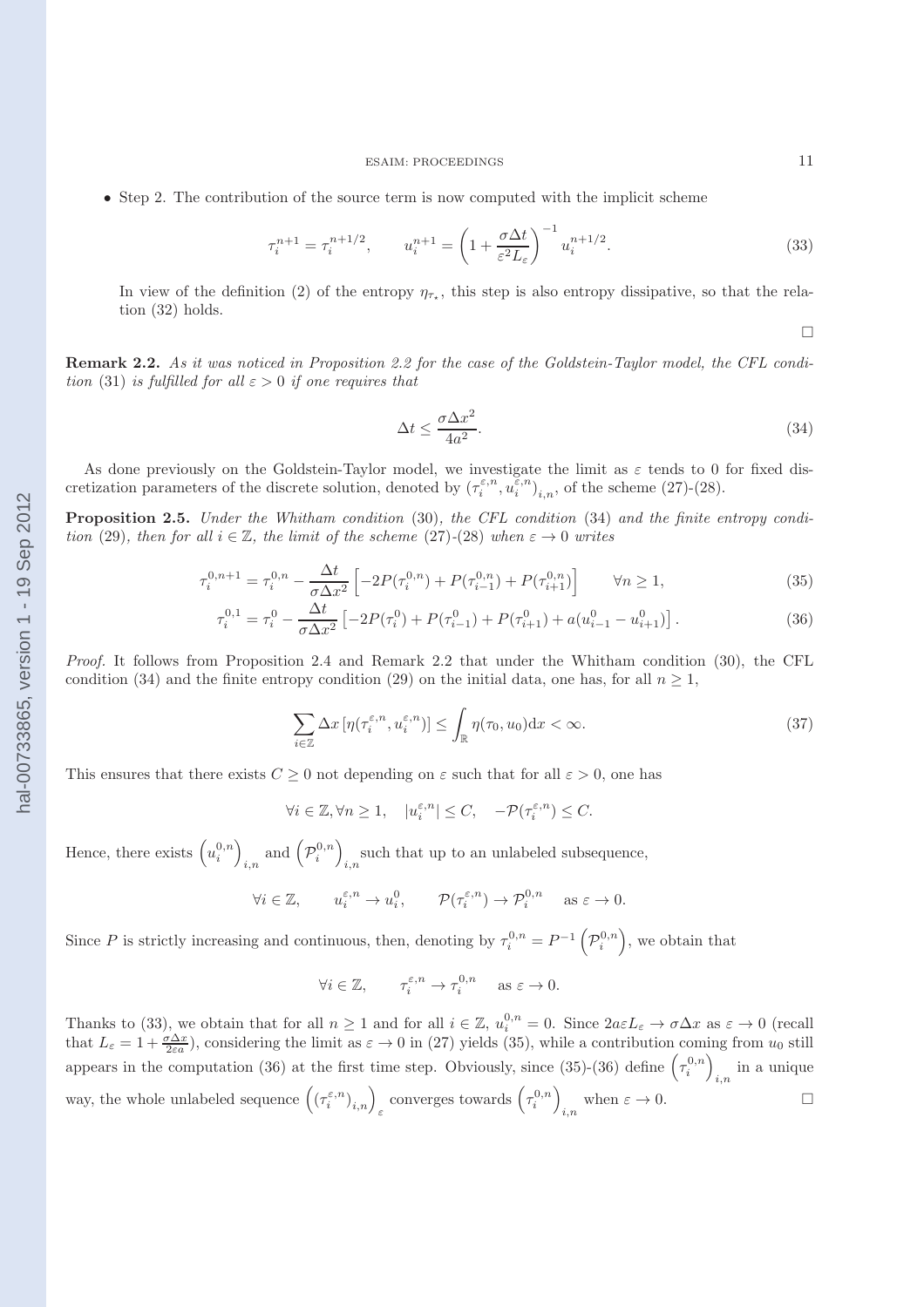- Step 2. The contribution of the source term is now computed with the implicit scheme

$$\tau_i^{n+1} = \tau_i^{n+1/2}, \qquad u_i^{n+1} = \left(1 + \frac{\sigma \Delta t}{\varepsilon^2 L_\varepsilon}\right)^{-1} u_i^{n+1/2}. \tag{33}$$

In view of the definition (2) of the entropy $\eta_{\tau_\star}$, this step is also entropy dissipative, so that the relation (32) holds.

$\square$

**Remark 2.2.** *As it was noticed in Proposition 2.2 for the case of the Goldstein-Taylor model, the CFL condition* (31) *is fulfilled for all $\varepsilon > 0$ if one requires that*

$$\Delta t \leq \frac{\sigma \Delta x^2}{4a^2}. \tag{34}$$

As done previously on the Goldstein-Taylor model, we investigate the limit as $\varepsilon$ tends to 0 for fixed discretization parameters of the discrete solution, denoted by $(\tau_i^{\varepsilon,n}, u_i^{\varepsilon,n})_{i,n}$, of the scheme (27)-(28).

**Proposition 2.5.** *Under the Whitham condition* (30)*, the CFL condition* (34) *and the finite entropy condition* (29)*, then for all $i \in \mathbb{Z}$, the limit of the scheme* (27)-(28) *when $\varepsilon \to 0$ writes*

$$\tau_i^{0,n+1} = \tau_i^{0,n} - \frac{\Delta t}{\sigma \Delta x^2}\left[-2P(\tau_i^{0,n}) + P(\tau_{i-1}^{0,n}) + P(\tau_{i+1}^{0,n})\right] \qquad \forall n \geq 1, \tag{35}$$

$$\tau_i^{0,1} = \tau_i^0 - \frac{\Delta t}{\sigma \Delta x^2}\left[-2P(\tau_i^0) + P(\tau_{i-1}^0) + P(\tau_{i+1}^0) + a(u_{i-1}^0 - u_{i+1}^0)\right]. \tag{36}$$

*Proof.* It follows from Proposition 2.4 and Remark 2.2 that under the Whitham condition (30), the CFL condition (34) and the finite entropy condition (29) on the initial data, one has, for all $n \geq 1$,

$$\sum_{i \in \mathbb{Z}} \Delta x \left[\eta(\tau_i^{\varepsilon,n}, u_i^{\varepsilon,n})\right] \leq \int_{\mathbb{R}} \eta(\tau_0, u_0) \mathrm{d}x < \infty. \tag{37}$$

This ensures that there exists $C \geq 0$ not depending on $\varepsilon$ such that for all $\varepsilon > 0$, one has

$$\forall i \in \mathbb{Z}, \forall n \geq 1, \quad |u_i^{\varepsilon,n}| \leq C, \quad -\mathcal{P}(\tau_i^{\varepsilon,n}) \leq C.$$

Hence, there exists $\left(u_i^{0,n}\right)_{i,n}$ and $\left(\mathcal{P}_i^{0,n}\right)_{i,n}$ such that up to an unlabeled subsequence,

$$\forall i \in \mathbb{Z}, \qquad u_i^{\varepsilon,n} \to u_i^0, \qquad \mathcal{P}(\tau_i^{\varepsilon,n}) \to \mathcal{P}_i^{0,n} \quad \text{as } \varepsilon \to 0.$$

Since $P$ is strictly increasing and continuous, then, denoting by $\tau_i^{0,n} = P^{-1}\left(\mathcal{P}_i^{0,n}\right)$, we obtain that

$$\forall i \in \mathbb{Z}, \qquad \tau_i^{\varepsilon,n} \to \tau_i^{0,n} \quad \text{as } \varepsilon \to 0.$$

Thanks to (33), we obtain that for all $n \geq 1$ and for all $i \in \mathbb{Z}$, $u_i^{0,n} = 0$. Since $2a\varepsilon L_\varepsilon \to \sigma \Delta x$ as $\varepsilon \to 0$ (recall that $L_\varepsilon = 1 + \frac{\sigma \Delta x}{2\varepsilon a}$), considering the limit as $\varepsilon \to 0$ in (27) yields (35), while a contribution coming from $u_0$ still appears in the computation (36) at the first time step. Obviously, since (35)-(36) define $\left(\tau_i^{0,n}\right)_{i,n}$ in a unique way, the whole unlabeled sequence $\left((\tau_i^{\varepsilon,n})_{i,n}\right)_\varepsilon$ converges towards $\left(\tau_i^{0,n}\right)_{i,n}$ when $\varepsilon \to 0$. $\square$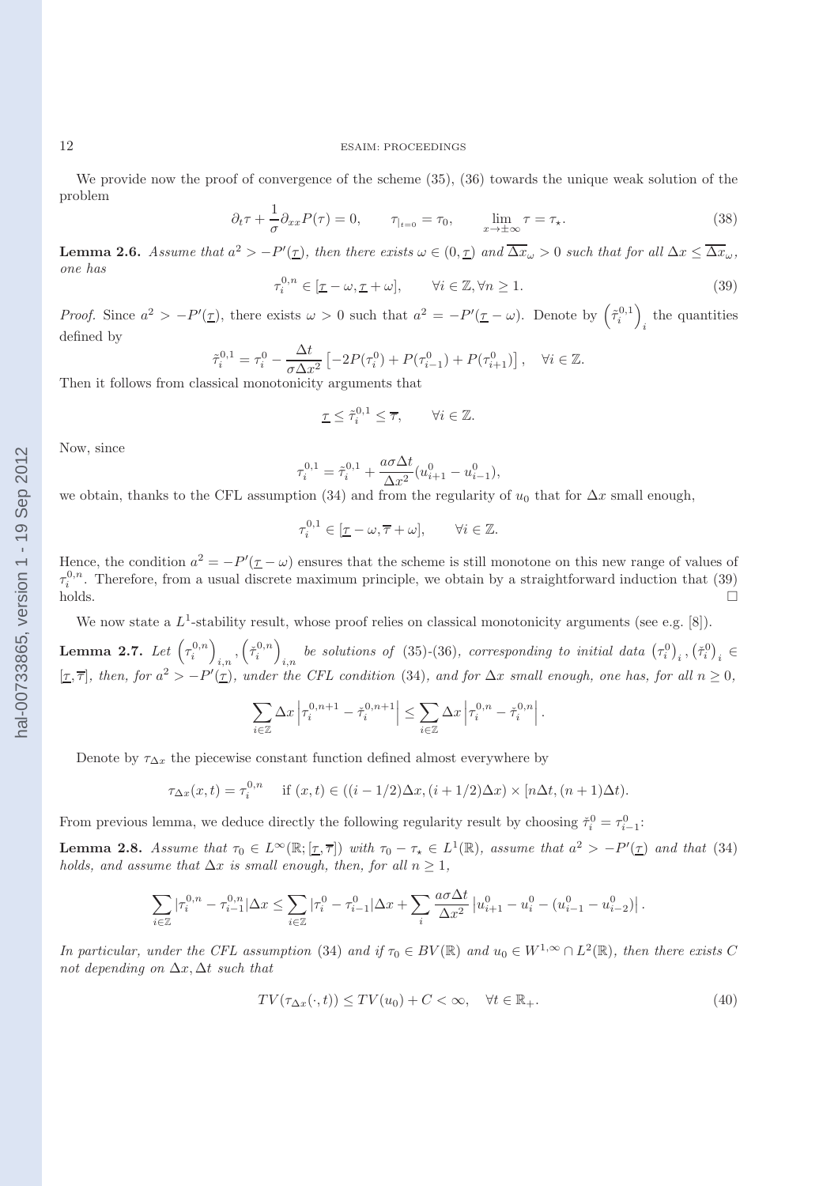We provide now the proof of convergence of the scheme (35), (36) towards the unique weak solution of the problem

$$\partial_t \tau + \frac{1}{\sigma}\partial_{xx} P(\tau) = 0, \qquad \tau_{|_{t=0}} = \tau_0, \qquad \lim_{x\to\pm\infty} \tau = \tau_\star. \tag{38}$$

**Lemma 2.6.** *Assume that $a^2 > -P'(\underline{\tau})$, then there exists $\omega \in (0, \underline{\tau})$ and $\overline{\Delta x}_\omega > 0$ such that for all $\Delta x \leq \overline{\Delta x}_\omega$, one has*

$$\tau_i^{0,n} \in [\underline{\tau} - \omega, \underline{\tau} + \omega], \qquad \forall i \in \mathbb{Z}, \forall n \geq 1. \tag{39}$$

*Proof.* Since $a^2 > -P'(\underline{\tau})$, there exists $\omega > 0$ such that $a^2 = -P'(\underline{\tau} - \omega)$. Denote by $\left(\tilde{\tau}_i^{0,1}\right)_i$ the quantities defined by

$$\tilde{\tau}_i^{0,1} = \tau_i^0 - \frac{\Delta t}{\sigma \Delta x^2}\left[-2P(\tau_i^0) + P(\tau_{i-1}^0) + P(\tau_{i+1}^0)\right], \quad \forall i \in \mathbb{Z}.$$

Then it follows from classical monotonicity arguments that

$$\underline{\tau} \leq \tilde{\tau}_i^{0,1} \leq \overline{\tau}, \qquad \forall i \in \mathbb{Z}.$$

Now, since

$$\tau_i^{0,1} = \tilde{\tau}_i^{0,1} + \frac{a\sigma\Delta t}{\Delta x^2}(u_{i+1}^0 - u_{i-1}^0),$$

we obtain, thanks to the CFL assumption (34) and from the regularity of $u_0$ that for $\Delta x$ small enough,

$$\tau_i^{0,1} \in [\underline{\tau} - \omega, \overline{\tau} + \omega], \qquad \forall i \in \mathbb{Z}.$$

Hence, the condition $a^2 = -P'(\underline{\tau} - \omega)$ ensures that the scheme is still monotone on this new range of values of $\tau_i^{0,n}$. Therefore, from a usual discrete maximum principle, we obtain by a straightforward induction that (39) holds. □

We now state a $L^1$-stability result, whose proof relies on classical monotonicity arguments (see e.g. [8]).

**Lemma 2.7.** *Let $\left(\tau_i^{0,n}\right)_{i,n}, \left(\check{\tau}_i^{0,n}\right)_{i,n}$ be solutions of (35)-(36), corresponding to initial data $\left(\tau_i^0\right)_i, \left(\check{\tau}_i^0\right)_i \in [\underline{\tau}, \overline{\tau}]$, then, for $a^2 > -P'(\underline{\tau})$, under the CFL condition (34), and for $\Delta x$ small enough, one has, for all $n \geq 0$,*

$$\sum_{i\in\mathbb{Z}} \Delta x \left|\tau_i^{0,n+1} - \check{\tau}_i^{0,n+1}\right| \leq \sum_{i\in\mathbb{Z}} \Delta x \left|\tau_i^{0,n} - \check{\tau}_i^{0,n}\right|.$$

Denote by $\tau_{\Delta x}$ the piecewise constant function defined almost everywhere by

$$\tau_{\Delta x}(x,t) = \tau_i^{0,n} \quad \text{ if } (x,t) \in ((i-1/2)\Delta x, (i+1/2)\Delta x) \times [n\Delta t, (n+1)\Delta t).$$

From previous lemma, we deduce directly the following regularity result by choosing $\check{\tau}_i^0 = \tau_{i-1}^0$:

**Lemma 2.8.** *Assume that $\tau_0 \in L^\infty(\mathbb{R}; [\underline{\tau}, \overline{\tau}])$ with $\tau_0 - \tau_\star \in L^1(\mathbb{R})$, assume that $a^2 > -P'(\underline{\tau})$ and that (34) holds, and assume that $\Delta x$ is small enough, then, for all $n \geq 1$,*

$$\sum_{i\in\mathbb{Z}} |\tau_i^{0,n} - \tau_{i-1}^{0,n}|\Delta x \leq \sum_{i\in\mathbb{Z}} |\tau_i^0 - \tau_{i-1}^0|\Delta x + \sum_i \frac{a\sigma\Delta t}{\Delta x^2}\left|u_{i+1}^0 - u_i^0 - (u_{i-1}^0 - u_{i-2}^0)\right|.$$

*In particular, under the CFL assumption (34) and if $\tau_0 \in BV(\mathbb{R})$ and $u_0 \in W^{1,\infty} \cap L^2(\mathbb{R})$, then there exists $C$ not depending on $\Delta x, \Delta t$ such that*

$$TV(\tau_{\Delta x}(\cdot, t)) \leq TV(u_0) + C < \infty, \quad \forall t \in \mathbb{R}_+. \tag{40}$$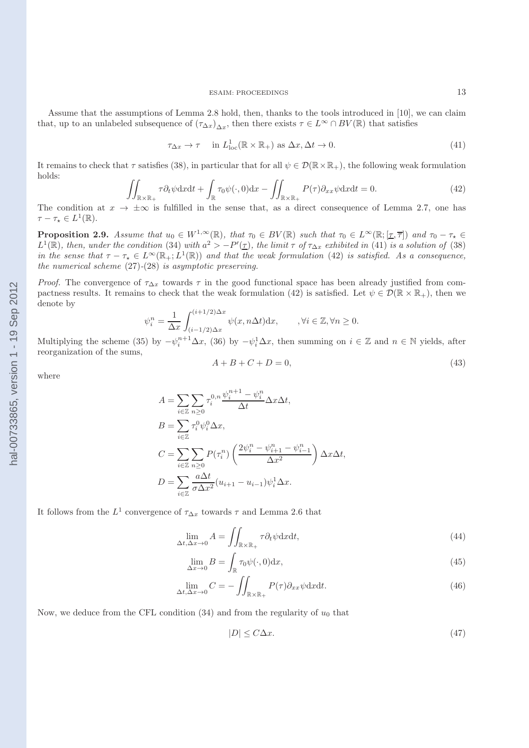Assume that the assumptions of Lemma 2.8 hold, then, thanks to the tools introduced in [10], we can claim that, up to an unlabeled subsequence of $(\tau_{\Delta x})_{\Delta x}$, then there exists $\tau \in L^\infty \cap BV(\mathbb{R})$ that satisfies

$$\tau_{\Delta x} \to \tau \quad \text{in } L^1_{\text{loc}}(\mathbb{R} \times \mathbb{R}_+) \text{ as } \Delta x, \Delta t \to 0. \tag{41}$$

It remains to check that $\tau$ satisfies (38), in particular that for all $\psi \in \mathcal{D}(\mathbb{R} \times \mathbb{R}_+)$, the following weak formulation holds:

$$\iint_{\mathbb{R}\times\mathbb{R}_+} \tau \partial_t \psi \mathrm{d}x\mathrm{d}t + \int_{\mathbb{R}} \tau_0 \psi(\cdot, 0)\mathrm{d}x - \iint_{\mathbb{R}\times\mathbb{R}_+} P(\tau)\partial_{xx}\psi \mathrm{d}x\mathrm{d}t = 0. \tag{42}$$

The condition at $x \to \pm\infty$ is fulfilled in the sense that, as a direct consequence of Lemma 2.7, one has $\tau - \tau_\star \in L^1(\mathbb{R})$.

**Proposition 2.9.** *Assume that $u_0 \in W^{1,\infty}(\mathbb{R})$, that $\tau_0 \in BV(\mathbb{R})$ such that $\tau_0 \in L^\infty(\mathbb{R}; [\underline{\tau}, \overline{\tau}])$ and $\tau_0 - \tau_\star \in L^1(\mathbb{R})$, then, under the condition (34) with $a^2 > -P'(\underline{\tau})$, the limit $\tau$ of $\tau_{\Delta x}$ exhibited in (41) is a solution of (38) in the sense that $\tau - \tau_\star \in L^\infty(\mathbb{R}_+; L^1(\mathbb{R}))$ and that the weak formulation (42) is satisfied. As a consequence, the numerical scheme (27)-(28) is asymptotic preserving.*

*Proof.* The convergence of $\tau_{\Delta x}$ towards $\tau$ in the good functional space has been already justified from compactness results. It remains to check that the weak formulation (42) is satisfied. Let $\psi \in \mathcal{D}(\mathbb{R} \times \mathbb{R}_+)$, then we denote by

$$\psi_i^n = \frac{1}{\Delta x} \int_{(i-1/2)\Delta x}^{(i+1/2)\Delta x} \psi(x, n\Delta t)\mathrm{d}x, \qquad , \forall i \in \mathbb{Z}, \forall n \geq 0.$$

Multiplying the scheme (35) by $-\psi_i^{n+1}\Delta x$, (36) by $-\psi_i^1 \Delta x$, then summing on $i \in \mathbb{Z}$ and $n \in \mathbb{N}$ yields, after reorganization of the sums,

$$A + B + C + D = 0, \tag{43}$$

where

$$A = \sum_{i\in\mathbb{Z}} \sum_{n\geq 0} \tau_i^{0,n} \frac{\psi_i^{n+1} - \psi_i^n}{\Delta t} \Delta x \Delta t,$$

$$B = \sum_{i\in\mathbb{Z}} \tau_i^0 \psi_i^0 \Delta x,$$

$$C = \sum_{i\in\mathbb{Z}} \sum_{n\geq 0} P(\tau_i^n) \left( \frac{2\psi_i^n - \psi_{i+1}^n - \psi_{i-1}^n}{\Delta x^2} \right) \Delta x \Delta t,$$

$$D = \sum_{i\in\mathbb{Z}} \frac{a\Delta t}{\sigma \Delta x^2} (u_{i+1} - u_{i-1}) \psi_i^1 \Delta x.$$

It follows from the $L^1$ convergence of $\tau_{\Delta x}$ towards $\tau$ and Lemma 2.6 that

$$\lim_{\Delta t, \Delta x \to 0} A = \iint_{\mathbb{R}\times\mathbb{R}_+} \tau \partial_t \psi \mathrm{d}x\mathrm{d}t, \tag{44}$$

$$\lim_{\Delta x \to 0} B = \int_{\mathbb{R}} \tau_0 \psi(\cdot, 0)\mathrm{d}x, \tag{45}$$

$$\lim_{\Delta t, \Delta x \to 0} C = -\iint_{\mathbb{R}\times\mathbb{R}_+} P(\tau)\partial_{xx}\psi \mathrm{d}x\mathrm{d}t. \tag{46}$$

Now, we deduce from the CFL condition (34) and from the regularity of $u_0$ that

$$|D| \leq C\Delta x. \tag{47}$$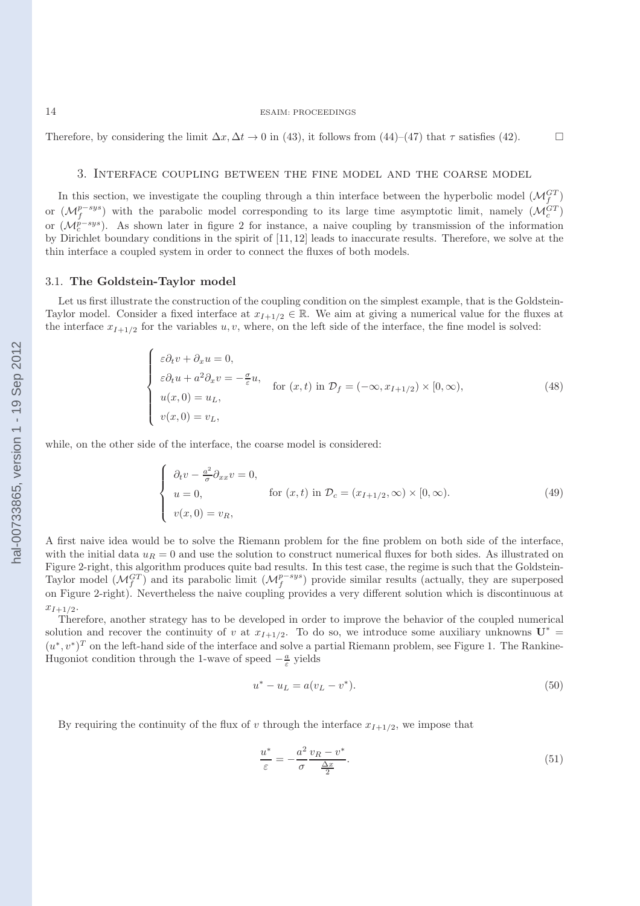Therefore, by considering the limit $\Delta x, \Delta t \to 0$ in (43), it follows from (44)–(47) that $\tau$ satisfies (42). $\square$

## 3. Interface coupling between the fine model and the coarse model

In this section, we investigate the coupling through a thin interface between the hyperbolic model $(\mathcal{M}_f^{GT})$ or $(\mathcal{M}_f^{p-sys})$ with the parabolic model corresponding to its large time asymptotic limit, namely $(\mathcal{M}_c^{GT})$ or $(\mathcal{M}_c^{p-sys})$. As shown later in figure 2 for instance, a naive coupling by transmission of the information by Dirichlet boundary conditions in the spirit of [11, 12] leads to inaccurate results. Therefore, we solve at the thin interface a coupled system in order to connect the fluxes of both models.

### 3.1. **The Goldstein-Taylor model**

Let us first illustrate the construction of the coupling condition on the simplest example, that is the Goldstein-Taylor model. Consider a fixed interface at $x_{I+1/2} \in \mathbb{R}$. We aim at giving a numerical value for the fluxes at the interface $x_{I+1/2}$ for the variables $u, v$, where, on the left side of the interface, the fine model is solved:

$$
\begin{cases}
\varepsilon \partial_t v + \partial_x u = 0, \\
\varepsilon \partial_t u + a^2 \partial_x v = -\frac{\sigma}{\varepsilon} u, \\
u(x,0) = u_L, \\
v(x,0) = v_L,
\end{cases}
\quad \text{for } (x,t) \text{ in } \mathcal{D}_f = (-\infty, x_{I+1/2}) \times [0, \infty), \tag{48}
$$

while, on the other side of the interface, the coarse model is considered:

$$
\begin{cases}
\partial_t v - \frac{a^2}{\sigma} \partial_{xx} v = 0, \\
u = 0, \\
v(x,0) = v_R,
\end{cases}
\quad \text{for } (x,t) \text{ in } \mathcal{D}_c = (x_{I+1/2}, \infty) \times [0, \infty). \tag{49}
$$

A first naive idea would be to solve the Riemann problem for the fine problem on both side of the interface, with the initial data $u_R = 0$ and use the solution to construct numerical fluxes for both sides. As illustrated on Figure 2-right, this algorithm produces quite bad results. In this test case, the regime is such that the Goldstein-Taylor model $(\mathcal{M}_f^{GT})$ and its parabolic limit $(\mathcal{M}_f^{p-sys})$ provide similar results (actually, they are superposed on Figure 2-right). Nevertheless the naive coupling provides a very different solution which is discontinuous at $x_{I+1/2}$.

Therefore, another strategy has to be developed in order to improve the behavior of the coupled numerical solution and recover the continuity of $v$ at $x_{I+1/2}$. To do so, we introduce some auxiliary unknowns $\mathbf{U}^* = (u^*, v^*)^T$ on the left-hand side of the interface and solve a partial Riemann problem, see Figure 1. The Rankine-Hugoniot condition through the 1-wave of speed $-\frac{a}{\varepsilon}$ yields

$$
u^* - u_L = a(v_L - v^*). \tag{50}
$$

By requiring the continuity of the flux of $v$ through the interface $x_{I+1/2}$, we impose that

$$
\frac{u^*}{\varepsilon} = -\frac{a^2}{\sigma} \frac{v_R - v^*}{\frac{\Delta x}{2}}. \tag{51}
$$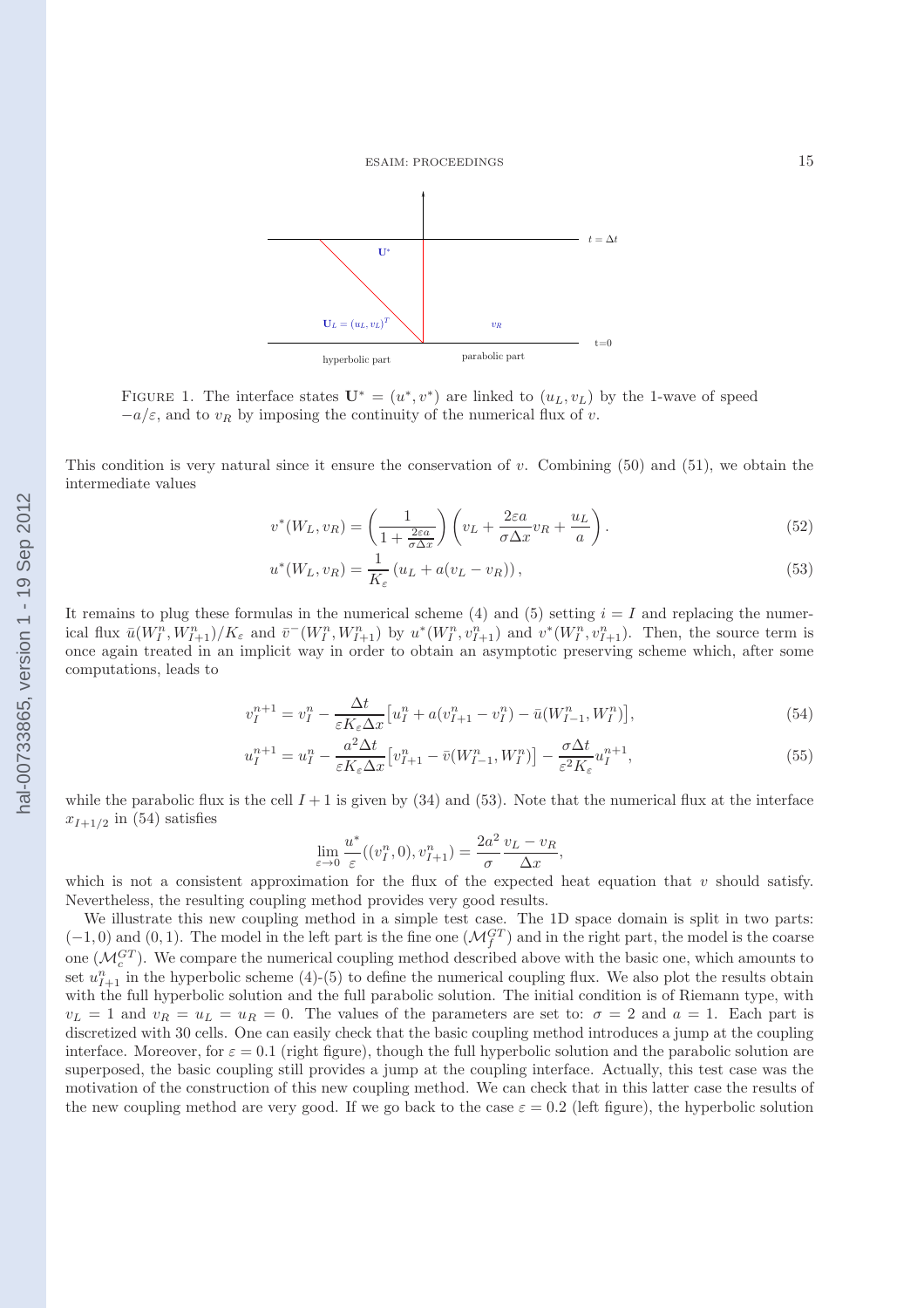Figure 1. The interface states $\mathbf{U}^* = (u^*, v^*)$ are linked to $(u_L, v_L)$ by the 1-wave of speed $-a/\varepsilon$, and to $v_R$ by imposing the continuity of the numerical flux of $v$.

This condition is very natural since it ensure the conservation of $v$. Combining (50) and (51), we obtain the intermediate values

$$v^*(W_L, v_R) = \left(\frac{1}{1+\frac{2\varepsilon a}{\sigma \Delta x}}\right)\left(v_L + \frac{2\varepsilon a}{\sigma \Delta x} v_R + \frac{u_L}{a}\right). \tag{52}$$

$$u^*(W_L, v_R) = \frac{1}{K_\varepsilon}\left(u_L + a(v_L - v_R)\right), \tag{53}$$

It remains to plug these formulas in the numerical scheme (4) and (5) setting $i = I$ and replacing the numerical flux $\bar{u}(W_I^n, W_{I+1}^n)/K_\varepsilon$ and $\bar{v}^-(W_I^n, W_{I+1}^n)$ by $u^*(W_I^n, v_{I+1}^n)$ and $v^*(W_I^n, v_{I+1}^n)$. Then, the source term is once again treated in an implicit way in order to obtain an asymptotic preserving scheme which, after some computations, leads to

$$v_I^{n+1} = v_I^n - \frac{\Delta t}{\varepsilon K_\varepsilon \Delta x}\left[u_I^n + a(v_{I+1}^n - v_I^n) - \bar{u}(W_{I-1}^n, W_I^n)\right], \tag{54}$$

$$u_I^{n+1} = u_I^n - \frac{a^2 \Delta t}{\varepsilon K_\varepsilon \Delta x}\left[v_{I+1}^n - \bar{v}(W_{I-1}^n, W_I^n)\right] - \frac{\sigma \Delta t}{\varepsilon^2 K_\varepsilon} u_I^{n+1}, \tag{55}$$

while the parabolic flux is the cell $I+1$ is given by (34) and (53). Note that the numerical flux at the interface $x_{I+1/2}$ in (54) satisfies

$$\lim_{\varepsilon \to 0} \frac{u^*}{\varepsilon}((v_I^n, 0), v_{I+1}^n) = \frac{2a^2}{\sigma}\frac{v_L - v_R}{\Delta x},$$

which is not a consistent approximation for the flux of the expected heat equation that $v$ should satisfy. Nevertheless, the resulting coupling method provides very good results.

We illustrate this new coupling method in a simple test case. The 1D space domain is split in two parts: $(-1, 0)$ and $(0, 1)$. The model in the left part is the fine one ($\mathcal{M}_f^{GT}$) and in the right part, the model is the coarse one ($\mathcal{M}_c^{GT}$). We compare the numerical coupling method described above with the basic one, which amounts to set $u_{I+1}^n$ in the hyperbolic scheme (4)-(5) to define the numerical coupling flux. We also plot the results obtain with the full hyperbolic solution and the full parabolic solution. The initial condition is of Riemann type, with $v_L = 1$ and $v_R = u_L = u_R = 0$. The values of the parameters are set to: $\sigma = 2$ and $a = 1$. Each part is discretized with 30 cells. One can easily check that the basic coupling method introduces a jump at the coupling interface. Moreover, for $\varepsilon = 0.1$ (right figure), though the full hyperbolic solution and the parabolic solution are superposed, the basic coupling still provides a jump at the coupling interface. Actually, this test case was the motivation of the construction of this new coupling method. We can check that in this latter case the results of the new coupling method are very good. If we go back to the case $\varepsilon = 0.2$ (left figure), the hyperbolic solution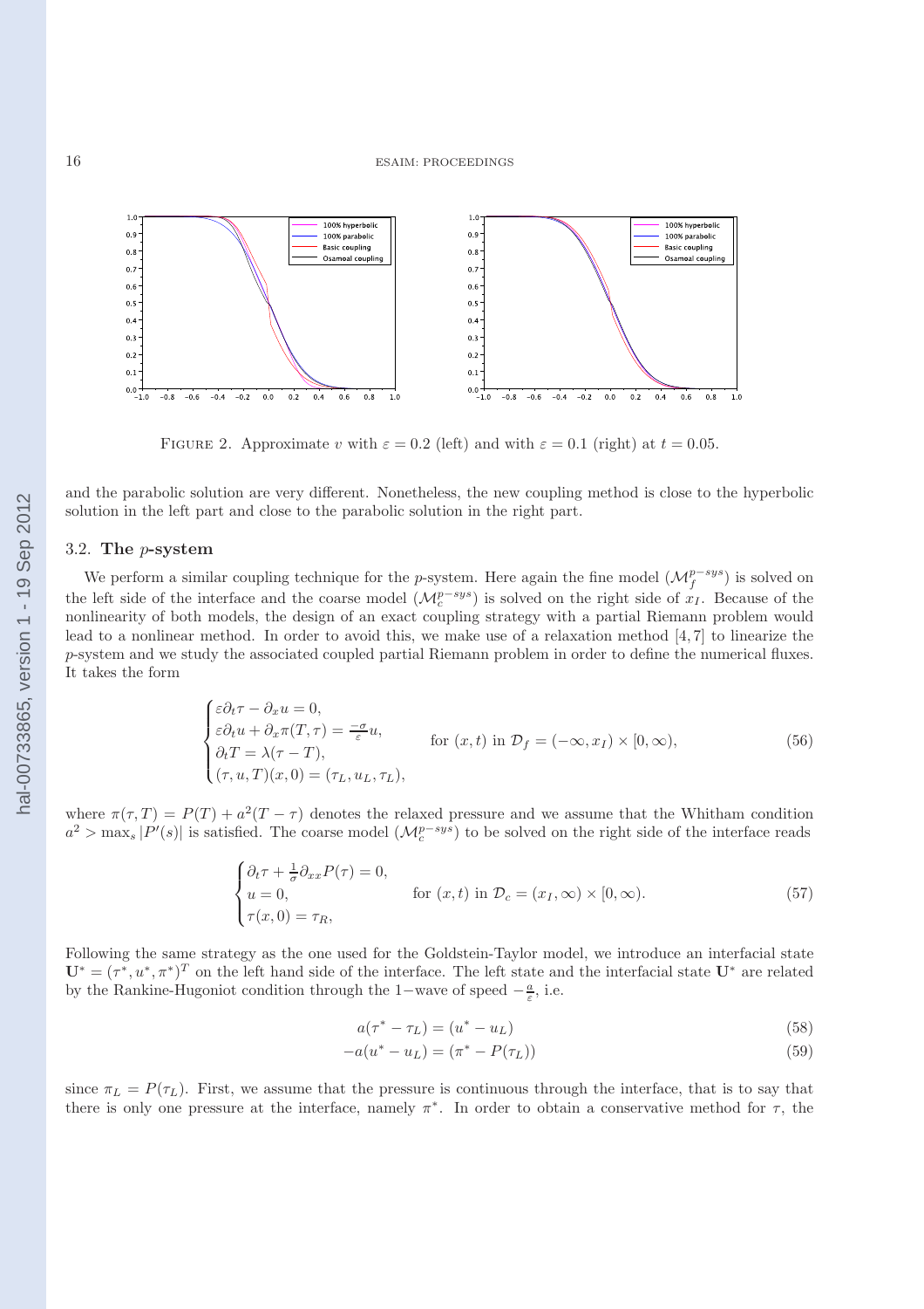FIGURE 2. Approximate $v$ with $\varepsilon = 0.2$ (left) and with $\varepsilon = 0.1$ (right) at $t = 0.05$.

and the parabolic solution are very different. Nonetheless, the new coupling method is close to the hyperbolic solution in the left part and close to the parabolic solution in the right part.

### 3.2. The $p$-system

We perform a similar coupling technique for the $p$-system. Here again the fine model $(\mathcal{M}_f^{p-sys})$ is solved on the left side of the interface and the coarse model $(\mathcal{M}_c^{p-sys})$ is solved on the right side of $x_I$. Because of the nonlinearity of both models, the design of an exact coupling strategy with a partial Riemann problem would lead to a nonlinear method. In order to avoid this, we make use of a relaxation method [4, 7] to linearize the $p$-system and we study the associated coupled partial Riemann problem in order to define the numerical fluxes. It takes the form

$$
\begin{cases}
\varepsilon\partial_t \tau - \partial_x u = 0, \\
\varepsilon\partial_t u + \partial_x \pi(T, \tau) = \frac{-\sigma}{\varepsilon} u, \\
\partial_t T = \lambda(\tau - T), \\
(\tau, u, T)(x, 0) = (\tau_L, u_L, \tau_L),
\end{cases}
\qquad \text{for } (x, t) \text{ in } \mathcal{D}_f = (-\infty, x_I) \times [0, \infty), \tag{56}
$$

where $\pi(\tau, T) = P(T) + a^2(T - \tau)$ denotes the relaxed pressure and we assume that the Whitham condition $a^2 > \max_s |P'(s)|$ is satisfied. The coarse model $(\mathcal{M}_c^{p-sys})$ to be solved on the right side of the interface reads

$$
\begin{cases}
\partial_t \tau + \frac{1}{\sigma}\partial_{xx} P(\tau) = 0, \\
u = 0, \\
\tau(x, 0) = \tau_R,
\end{cases}
\qquad \text{for } (x, t) \text{ in } \mathcal{D}_c = (x_I, \infty) \times [0, \infty). \tag{57}
$$

Following the same strategy as the one used for the Goldstein-Taylor model, we introduce an interfacial state $\mathbf{U}^* = (\tau^*, u^*, \pi^*)^T$ on the left hand side of the interface. The left state and the interfacial state $\mathbf{U}^*$ are related by the Rankine-Hugoniot condition through the 1−wave of speed $-\frac{a}{\varepsilon}$, i.e.

$$a(\tau^* - \tau_L) = (u^* - u_L) \tag{58}$$

$$-a(u^* - u_L) = (\pi^* - P(\tau_L)) \tag{59}$$

since $\pi_L = P(\tau_L)$. First, we assume that the pressure is continuous through the interface, that is to say that there is only one pressure at the interface, namely $\pi^*$. In order to obtain a conservative method for $\tau$, the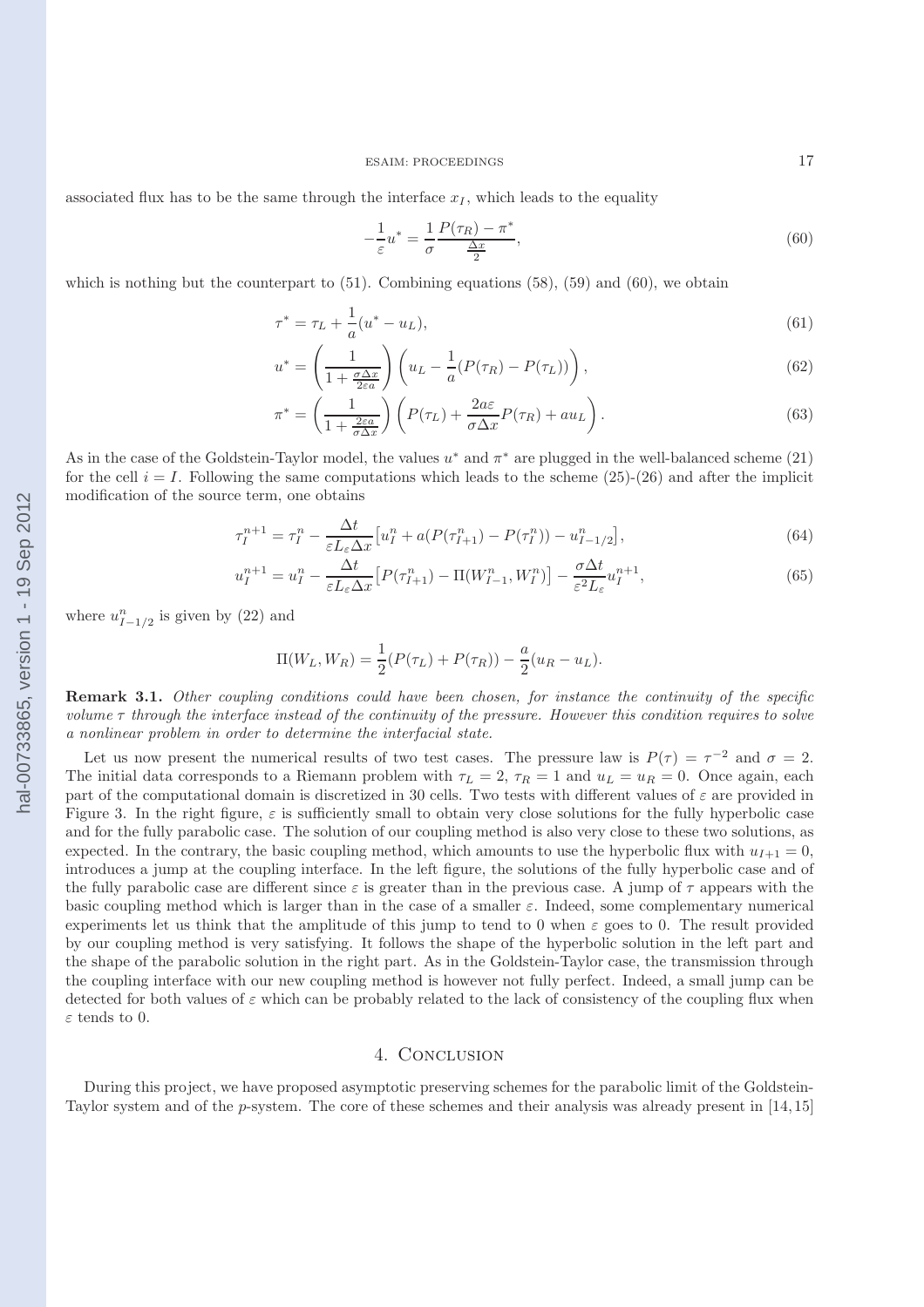associated flux has to be the same through the interface $x_I$, which leads to the equality

$$-\frac{1}{\varepsilon}u^* = \frac{1}{\sigma}\frac{P(\tau_R) - \pi^*}{\frac{\Delta x}{2}}, \tag{60}$$

which is nothing but the counterpart to (51). Combining equations (58), (59) and (60), we obtain

$$\tau^* = \tau_L + \frac{1}{a}(u^* - u_L), \tag{61}$$

$$u^* = \left(\frac{1}{1 + \frac{\sigma \Delta x}{2\varepsilon a}}\right)\left(u_L - \frac{1}{a}(P(\tau_R) - P(\tau_L))\right), \tag{62}$$

$$\pi^* = \left(\frac{1}{1 + \frac{2\varepsilon a}{\sigma \Delta x}}\right)\left(P(\tau_L) + \frac{2a\varepsilon}{\sigma \Delta x}P(\tau_R) + au_L\right). \tag{63}$$

As in the case of the Goldstein-Taylor model, the values $u^*$ and $\pi^*$ are plugged in the well-balanced scheme (21) for the cell $i = I$. Following the same computations which leads to the scheme (25)-(26) and after the implicit modification of the source term, one obtains

$$\tau_I^{n+1} = \tau_I^n - \frac{\Delta t}{\varepsilon L_\varepsilon \Delta x}\big[u_I^n + a(P(\tau_{I+1}^n) - P(\tau_I^n)) - u_{I-1/2}^n\big], \tag{64}$$

$$u_I^{n+1} = u_I^n - \frac{\Delta t}{\varepsilon L_\varepsilon \Delta x}\big[P(\tau_{I+1}^n) - \Pi(W_{I-1}^n, W_I^n)\big] - \frac{\sigma \Delta t}{\varepsilon^2 L_\varepsilon}u_I^{n+1}, \tag{65}$$

where $u_{I-1/2}^n$ is given by (22) and

$$\Pi(W_L, W_R) = \frac{1}{2}(P(\tau_L) + P(\tau_R)) - \frac{a}{2}(u_R - u_L).$$

**Remark 3.1.** *Other coupling conditions could have been chosen, for instance the continuity of the specific volume $\tau$ through the interface instead of the continuity of the pressure. However this condition requires to solve a nonlinear problem in order to determine the interfacial state.*

Let us now present the numerical results of two test cases. The pressure law is $P(\tau) = \tau^{-2}$ and $\sigma = 2$. The initial data corresponds to a Riemann problem with $\tau_L = 2$, $\tau_R = 1$ and $u_L = u_R = 0$. Once again, each part of the computational domain is discretized in 30 cells. Two tests with different values of $\varepsilon$ are provided in Figure 3. In the right figure, $\varepsilon$ is sufficiently small to obtain very close solutions for the fully hyperbolic case and for the fully parabolic case. The solution of our coupling method is also very close to these two solutions, as expected. In the contrary, the basic coupling method, which amounts to use the hyperbolic flux with $u_{I+1} = 0$, introduces a jump at the coupling interface. In the left figure, the solutions of the fully hyperbolic case and of the fully parabolic case are different since $\varepsilon$ is greater than in the previous case. A jump of $\tau$ appears with the basic coupling method which is larger than in the case of a smaller $\varepsilon$. Indeed, some complementary numerical experiments let us think that the amplitude of this jump to tend to 0 when $\varepsilon$ goes to 0. The result provided by our coupling method is very satisfying. It follows the shape of the hyperbolic solution in the left part and the shape of the parabolic solution in the right part. As in the Goldstein-Taylor case, the transmission through the coupling interface with our new coupling method is however not fully perfect. Indeed, a small jump can be detected for both values of $\varepsilon$ which can be probably related to the lack of consistency of the coupling flux when $\varepsilon$ tends to 0.

## 4. Conclusion

During this project, we have proposed asymptotic preserving schemes for the parabolic limit of the Goldstein-Taylor system and of the $p$-system. The core of these schemes and their analysis was already present in [14,15]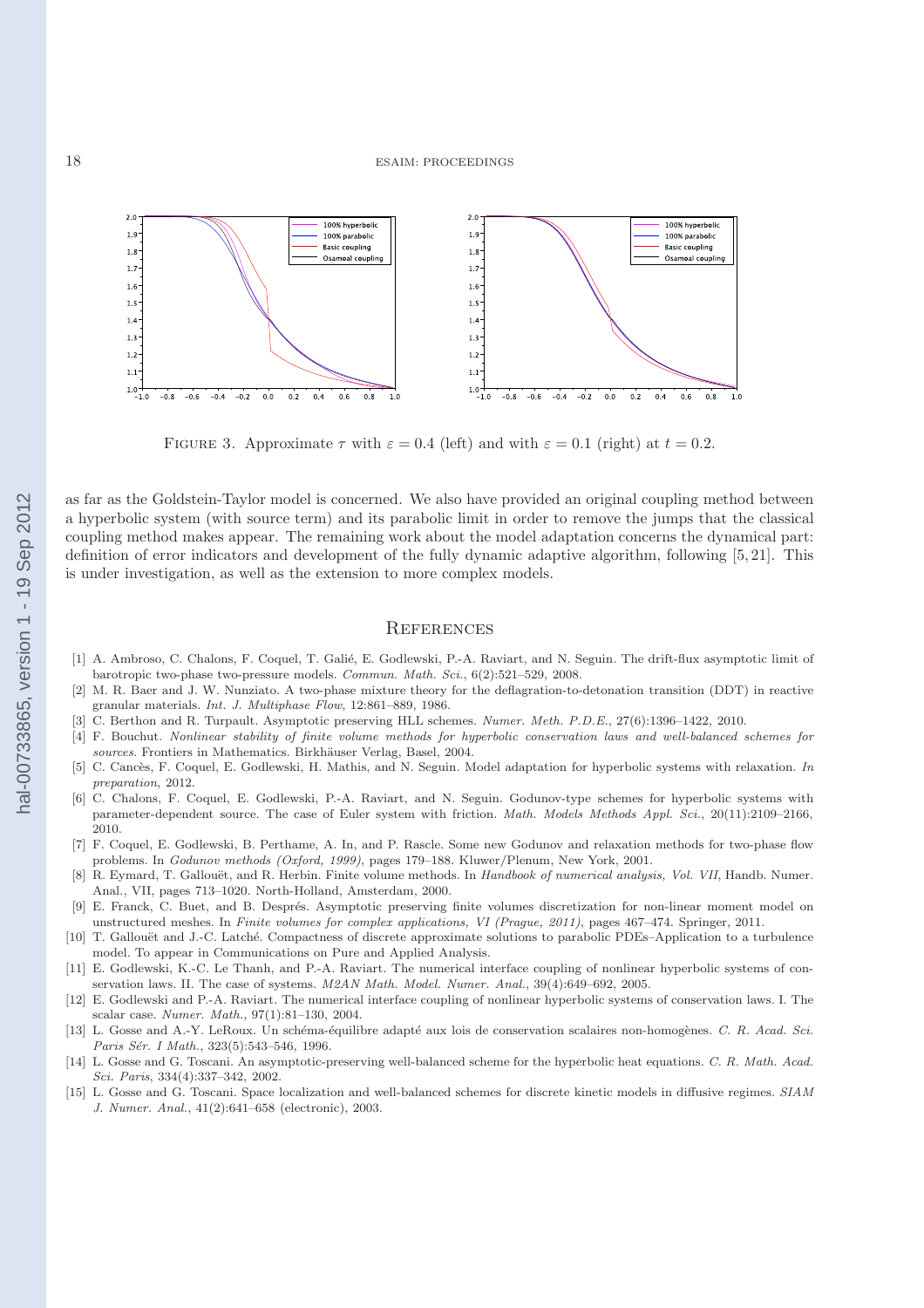FIGURE 3. Approximate $\tau$ with $\varepsilon = 0.4$ (left) and with $\varepsilon = 0.1$ (right) at $t = 0.2$.

as far as the Goldstein-Taylor model is concerned. We also have provided an original coupling method between a hyperbolic system (with source term) and its parabolic limit in order to remove the jumps that the classical coupling method makes appear. The remaining work about the model adaptation concerns the dynamical part: definition of error indicators and development of the fully dynamic adaptive algorithm, following [5, 21]. This is under investigation, as well as the extension to more complex models.

## References

[1] A. Ambroso, C. Chalons, F. Coquel, T. Galié, E. Godlewski, P.-A. Raviart, and N. Seguin. The drift-flux asymptotic limit of barotropic two-phase two-pressure models. *Commun. Math. Sci.*, 6(2):521–529, 2008.

[2] M. R. Baer and J. W. Nunziato. A two-phase mixture theory for the deflagration-to-detonation transition (DDT) in reactive granular materials. *Int. J. Multiphase Flow*, 12:861–889, 1986.

[3] C. Berthon and R. Turpault. Asymptotic preserving HLL schemes. *Numer. Meth. P.D.E.*, 27(6):1396–1422, 2010.

[4] F. Bouchut. *Nonlinear stability of finite volume methods for hyperbolic conservation laws and well-balanced schemes for sources.* Frontiers in Mathematics. Birkhäuser Verlag, Basel, 2004.

[5] C. Cancès, F. Coquel, E. Godlewski, H. Mathis, and N. Seguin. Model adaptation for hyperbolic systems with relaxation. *In preparation*, 2012.

[6] C. Chalons, F. Coquel, E. Godlewski, P.-A. Raviart, and N. Seguin. Godunov-type schemes for hyperbolic systems with parameter-dependent source. The case of Euler system with friction. *Math. Models Methods Appl. Sci.*, 20(11):2109–2166, 2010.

[7] F. Coquel, E. Godlewski, B. Perthame, A. In, and P. Rascle. Some new Godunov and relaxation methods for two-phase flow problems. In *Godunov methods (Oxford, 1999)*, pages 179–188. Kluwer/Plenum, New York, 2001.

[8] R. Eymard, T. Gallouët, and R. Herbin. Finite volume methods. In *Handbook of numerical analysis, Vol. VII*, Handb. Numer. Anal., VII, pages 713–1020. North-Holland, Amsterdam, 2000.

[9] E. Franck, C. Buet, and B. Després. Asymptotic preserving finite volumes discretization for non-linear moment model on unstructured meshes. In *Finite volumes for complex applications, VI (Prague, 2011)*, pages 467–474. Springer, 2011.

[10] T. Gallouët and J.-C. Latché. Compactness of discrete approximate solutions to parabolic PDEs–Application to a turbulence model. To appear in Communications on Pure and Applied Analysis.

[11] E. Godlewski, K.-C. Le Thanh, and P.-A. Raviart. The numerical interface coupling of nonlinear hyperbolic systems of conservation laws. II. The case of systems. *M2AN Math. Model. Numer. Anal.*, 39(4):649–692, 2005.

[12] E. Godlewski and P.-A. Raviart. The numerical interface coupling of nonlinear hyperbolic systems of conservation laws. I. The scalar case. *Numer. Math.*, 97(1):81–130, 2004.

[13] L. Gosse and A.-Y. LeRoux. Un schéma-équilibre adapté aux lois de conservation scalaires non-homogènes. *C. R. Acad. Sci. Paris Sér. I Math.*, 323(5):543–546, 1996.

[14] L. Gosse and G. Toscani. An asymptotic-preserving well-balanced scheme for the hyperbolic heat equations. *C. R. Math. Acad. Sci. Paris*, 334(4):337–342, 2002.

[15] L. Gosse and G. Toscani. Space localization and well-balanced schemes for discrete kinetic models in diffusive regimes. *SIAM J. Numer. Anal.*, 41(2):641–658 (electronic), 2003.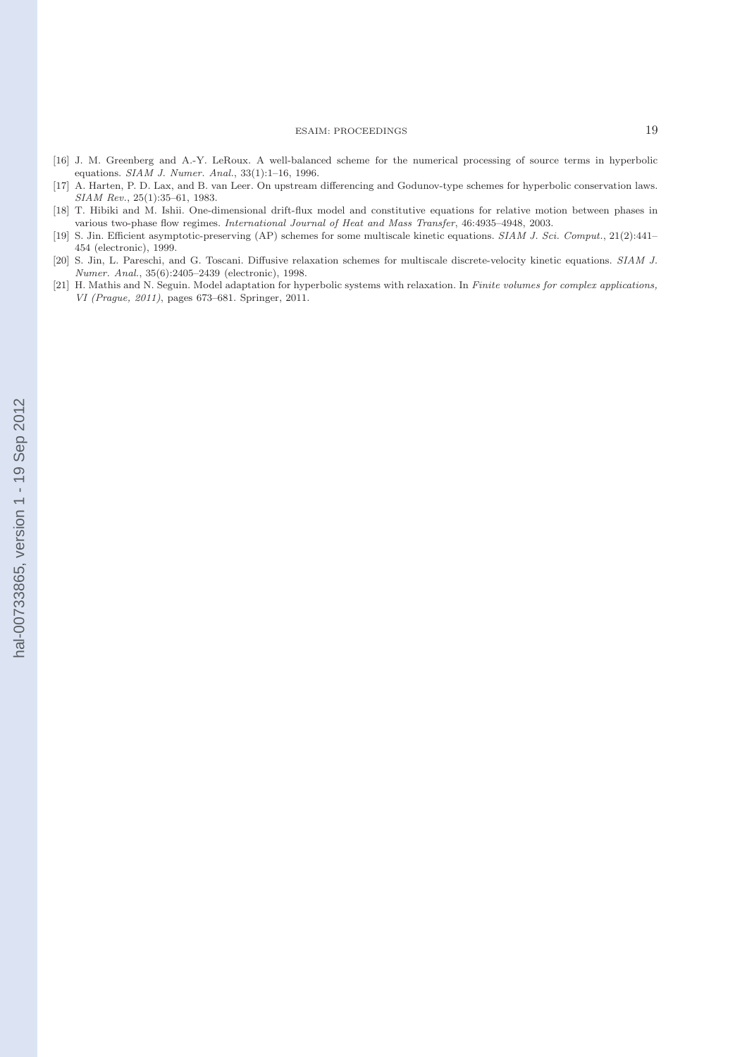[16] J. M. Greenberg and A.-Y. LeRoux. A well-balanced scheme for the numerical processing of source terms in hyperbolic equations. *SIAM J. Numer. Anal.*, 33(1):1–16, 1996.

[17] A. Harten, P. D. Lax, and B. van Leer. On upstream differencing and Godunov-type schemes for hyperbolic conservation laws. *SIAM Rev.*, 25(1):35–61, 1983.

[18] T. Hibiki and M. Ishii. One-dimensional drift-flux model and constitutive equations for relative motion between phases in various two-phase flow regimes. *International Journal of Heat and Mass Transfer*, 46:4935–4948, 2003.

[19] S. Jin. Efficient asymptotic-preserving (AP) schemes for some multiscale kinetic equations. *SIAM J. Sci. Comput.*, 21(2):441–454 (electronic), 1999.

[20] S. Jin, L. Pareschi, and G. Toscani. Diffusive relaxation schemes for multiscale discrete-velocity kinetic equations. *SIAM J. Numer. Anal.*, 35(6):2405–2439 (electronic), 1998.

[21] H. Mathis and N. Seguin. Model adaptation for hyperbolic systems with relaxation. In *Finite volumes for complex applications, VI (Prague, 2011)*, pages 673–681. Springer, 2011.